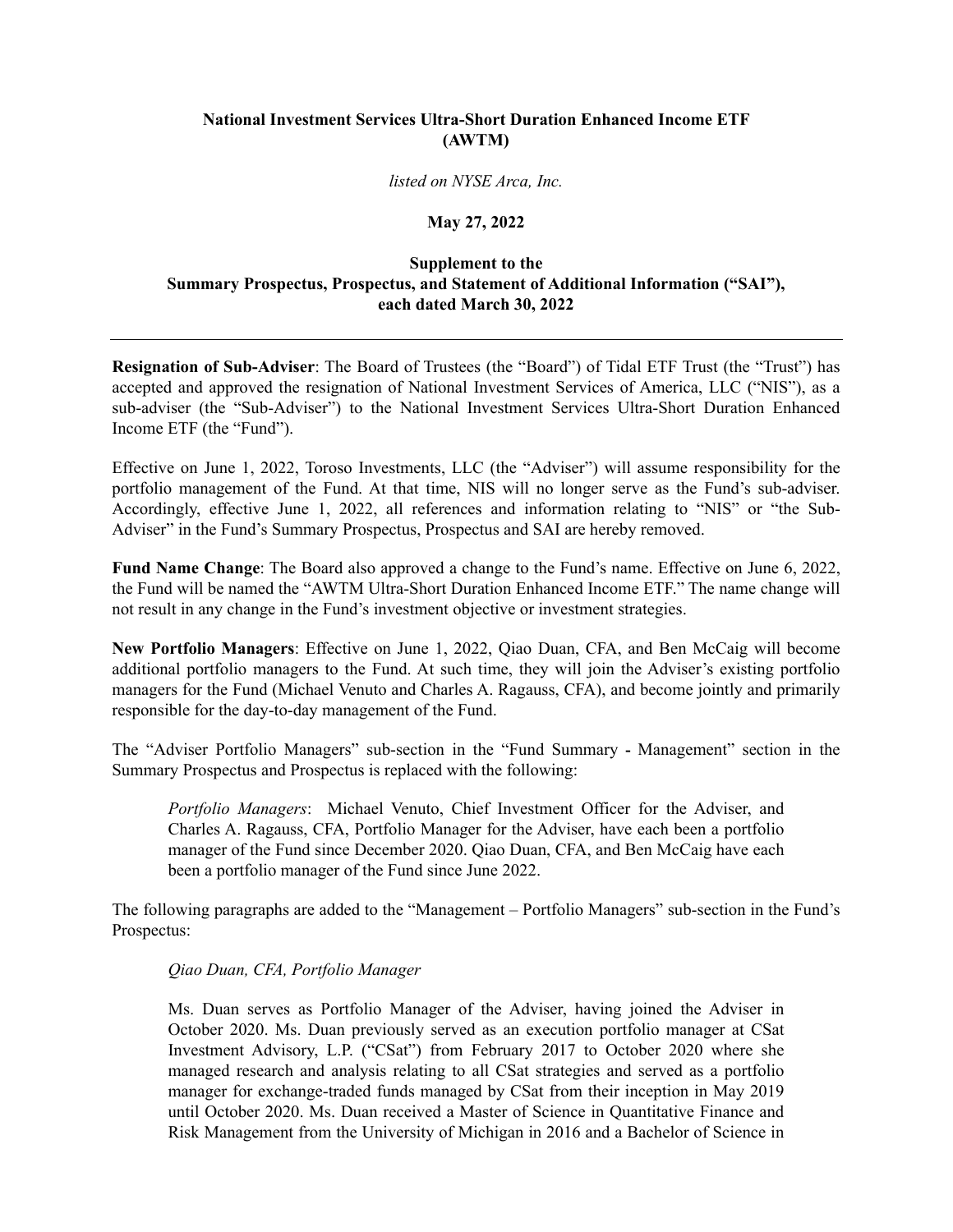**National Investment Services Ultra-Short Duration Enhanced Income ETF (AWTM)**

*listed on NYSE Arca, Inc.*

**May 27, 2022**

**Supplement to the Summary Prospectus, Prospectus, and Statement of Additional Information ("SAI"), each dated March 30, 2022**

---

**Resignation of Sub-Adviser**: The Board of Trustees (the "Board") of Tidal ETF Trust (the "Trust") has accepted and approved the resignation of National Investment Services of America, LLC ("NIS"), as a sub-adviser (the "Sub-Adviser") to the National Investment Services Ultra-Short Duration Enhanced Income ETF (the "Fund").

Effective on June 1, 2022, Toroso Investments, LLC (the "Adviser") will assume responsibility for the portfolio management of the Fund. At that time, NIS will no longer serve as the Fund's sub-adviser. Accordingly, effective June 1, 2022, all references and information relating to "NIS" or "the Sub-Adviser" in the Fund's Summary Prospectus, Prospectus and SAI are hereby removed.

**Fund Name Change**: The Board also approved a change to the Fund's name. Effective on June 6, 2022, the Fund will be named the "AWTM Ultra-Short Duration Enhanced Income ETF." The name change will not result in any change in the Fund's investment objective or investment strategies.

**New Portfolio Managers**: Effective on June 1, 2022, Qiao Duan, CFA, and Ben McCaig will become additional portfolio managers to the Fund. At such time, they will join the Adviser's existing portfolio managers for the Fund (Michael Venuto and Charles A. Ragauss, CFA), and become jointly and primarily responsible for the day-to-day management of the Fund.

The "Adviser Portfolio Managers" sub-section in the "Fund Summary - Management" section in the Summary Prospectus and Prospectus is replaced with the following:

> *Portfolio Managers*: Michael Venuto, Chief Investment Officer for the Adviser, and Charles A. Ragauss, CFA, Portfolio Manager for the Adviser, have each been a portfolio manager of the Fund since December 2020. Qiao Duan, CFA, and Ben McCaig have each been a portfolio manager of the Fund since June 2022.

The following paragraphs are added to the "Management – Portfolio Managers" sub-section in the Fund's Prospectus:

> *Qiao Duan, CFA, Portfolio Manager*
>
> Ms. Duan serves as Portfolio Manager of the Adviser, having joined the Adviser in October 2020. Ms. Duan previously served as an execution portfolio manager at CSat Investment Advisory, L.P. ("CSat") from February 2017 to October 2020 where she managed research and analysis relating to all CSat strategies and served as a portfolio manager for exchange-traded funds managed by CSat from their inception in May 2019 until October 2020. Ms. Duan received a Master of Science in Quantitative Finance and Risk Management from the University of Michigan in 2016 and a Bachelor of Science in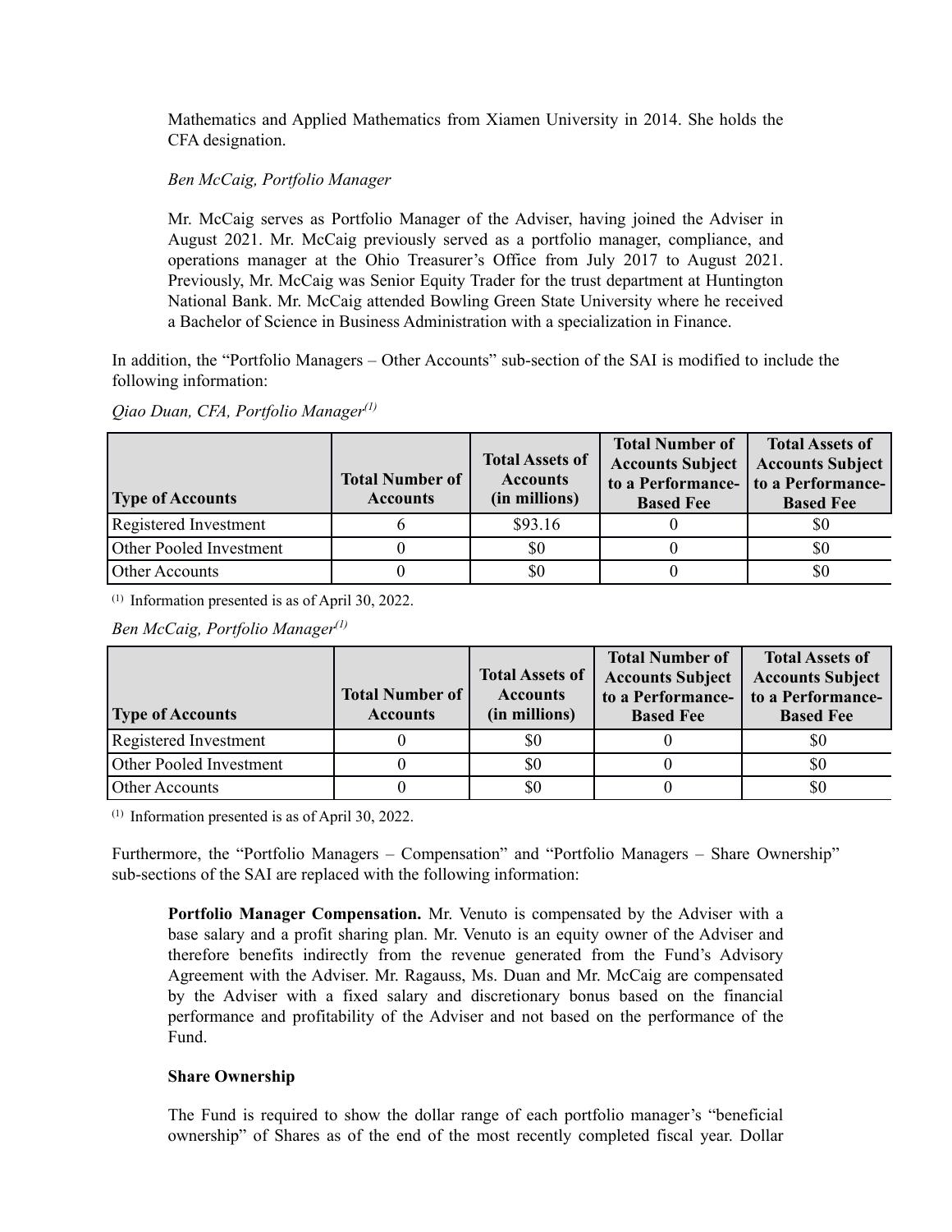Mathematics and Applied Mathematics from Xiamen University in 2014. She holds the CFA designation.

*Ben McCaig, Portfolio Manager*

Mr. McCaig serves as Portfolio Manager of the Adviser, having joined the Adviser in August 2021. Mr. McCaig previously served as a portfolio manager, compliance, and operations manager at the Ohio Treasurer's Office from July 2017 to August 2021. Previously, Mr. McCaig was Senior Equity Trader for the trust department at Huntington National Bank. Mr. McCaig attended Bowling Green State University where he received a Bachelor of Science in Business Administration with a specialization in Finance.

In addition, the "Portfolio Managers – Other Accounts" sub-section of the SAI is modified to include the following information:

*Qiao Duan, CFA, Portfolio Manager*(1)

| Type of Accounts | Total Number of Accounts | Total Assets of Accounts (in millions) | Total Number of Accounts Subject to a Performance-Based Fee | Total Assets of Accounts Subject to a Performance-Based Fee |
| --- | --- | --- | --- | --- |
| Registered Investment | 6 | $93.16 | 0 | $0 |
| Other Pooled Investment | 0 | $0 | 0 | $0 |
| Other Accounts | 0 | $0 | 0 | $0 |

(1) Information presented is as of April 30, 2022.

*Ben McCaig, Portfolio Manager*(1)

| Type of Accounts | Total Number of Accounts | Total Assets of Accounts (in millions) | Total Number of Accounts Subject to a Performance-Based Fee | Total Assets of Accounts Subject to a Performance-Based Fee |
| --- | --- | --- | --- | --- |
| Registered Investment | 0 | $0 | 0 | $0 |
| Other Pooled Investment | 0 | $0 | 0 | $0 |
| Other Accounts | 0 | $0 | 0 | $0 |

(1) Information presented is as of April 30, 2022.

Furthermore, the "Portfolio Managers – Compensation" and "Portfolio Managers – Share Ownership" sub-sections of the SAI are replaced with the following information:

**Portfolio Manager Compensation.** Mr. Venuto is compensated by the Adviser with a base salary and a profit sharing plan. Mr. Venuto is an equity owner of the Adviser and therefore benefits indirectly from the revenue generated from the Fund's Advisory Agreement with the Adviser. Mr. Ragauss, Ms. Duan and Mr. McCaig are compensated by the Adviser with a fixed salary and discretionary bonus based on the financial performance and profitability of the Adviser and not based on the performance of the Fund.

**Share Ownership**

The Fund is required to show the dollar range of each portfolio manager's "beneficial ownership" of Shares as of the end of the most recently completed fiscal year. Dollar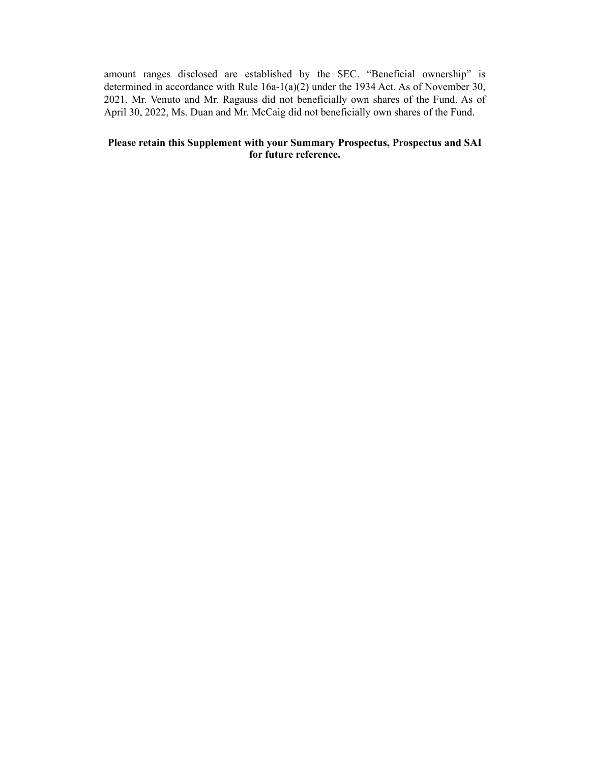amount ranges disclosed are established by the SEC. “Beneficial ownership” is determined in accordance with Rule 16a-1(a)(2) under the 1934 Act. As of November 30, 2021, Mr. Venuto and Mr. Ragauss did not beneficially own shares of the Fund. As of April 30, 2022, Ms. Duan and Mr. McCaig did not beneficially own shares of the Fund.

**Please retain this Supplement with your Summary Prospectus, Prospectus and SAI for future reference.**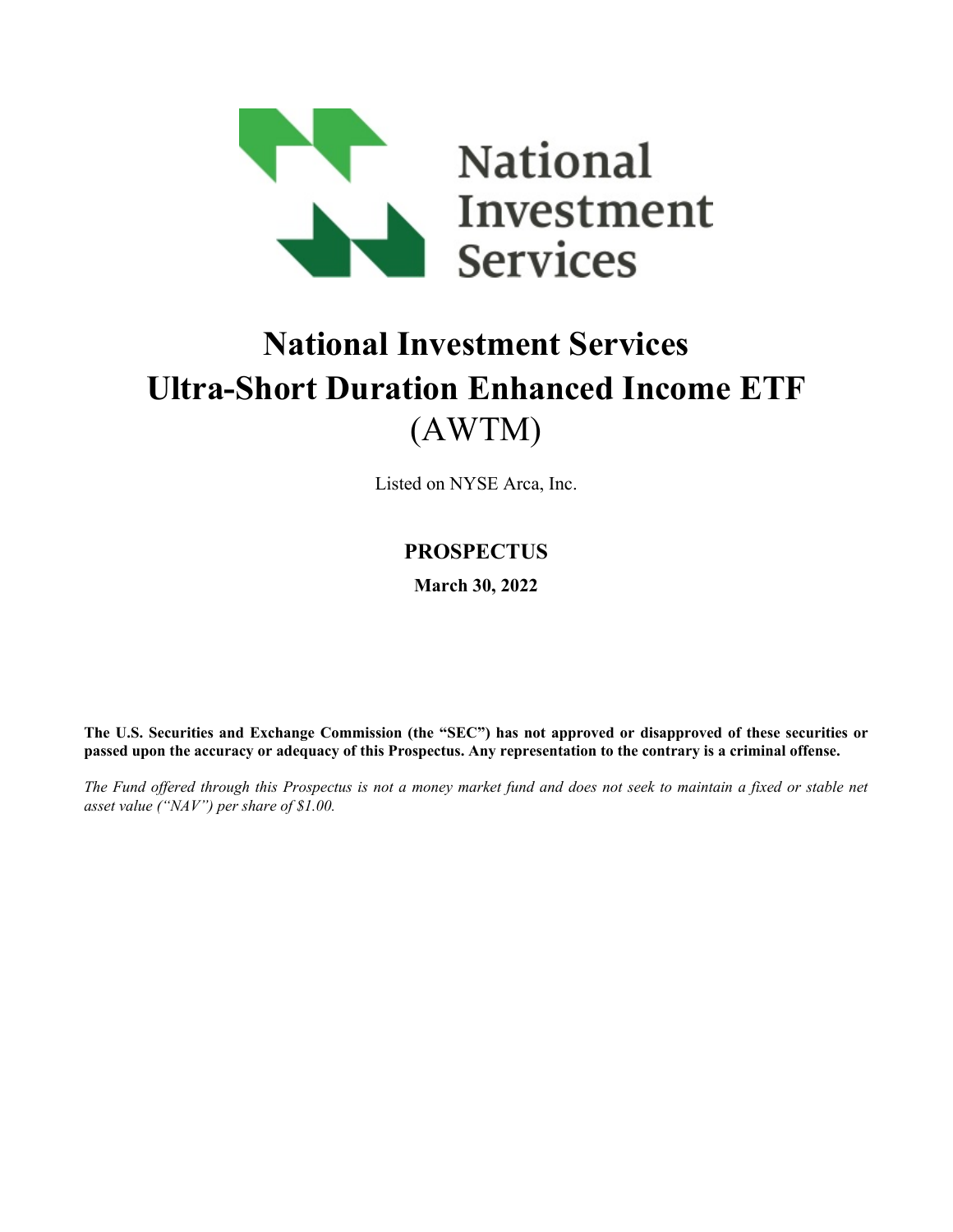National Investment Services

# National Investment Services Ultra-Short Duration Enhanced Income ETF (AWTM)

Listed on NYSE Arca, Inc.

## PROSPECTUS

**March 30, 2022**

**The U.S. Securities and Exchange Commission (the "SEC") has not approved or disapproved of these securities or passed upon the accuracy or adequacy of this Prospectus. Any representation to the contrary is a criminal offense.**

*The Fund offered through this Prospectus is not a money market fund and does not seek to maintain a fixed or stable net asset value ("NAV") per share of $1.00.*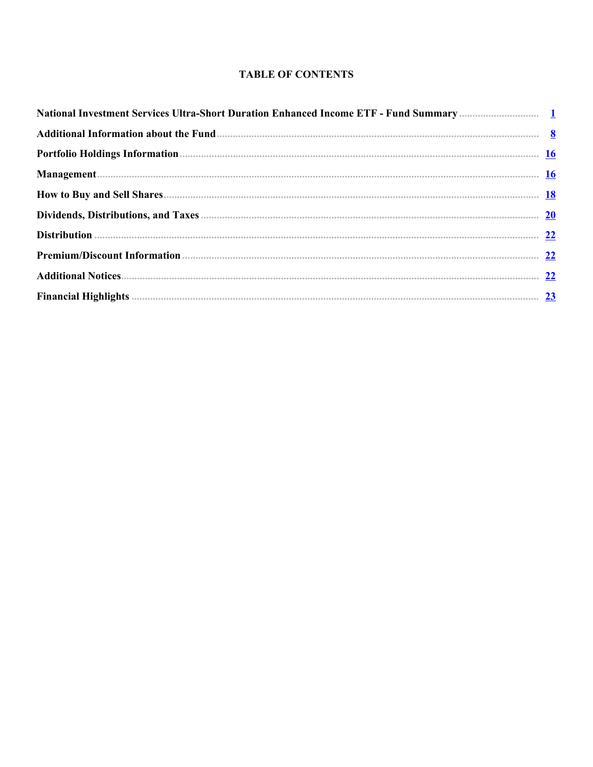# TABLE OF CONTENTS

| | |
|---|---|
| **National Investment Services Ultra-Short Duration Enhanced Income ETF - Fund Summary** | 1 |
| **Additional Information about the Fund** | 8 |
| **Portfolio Holdings Information** | 16 |
| **Management** | 16 |
| **How to Buy and Sell Shares** | 18 |
| **Dividends, Distributions, and Taxes** | 20 |
| **Distribution** | 22 |
| **Premium/Discount Information** | 22 |
| **Additional Notices** | 22 |
| **Financial Highlights** | 23 |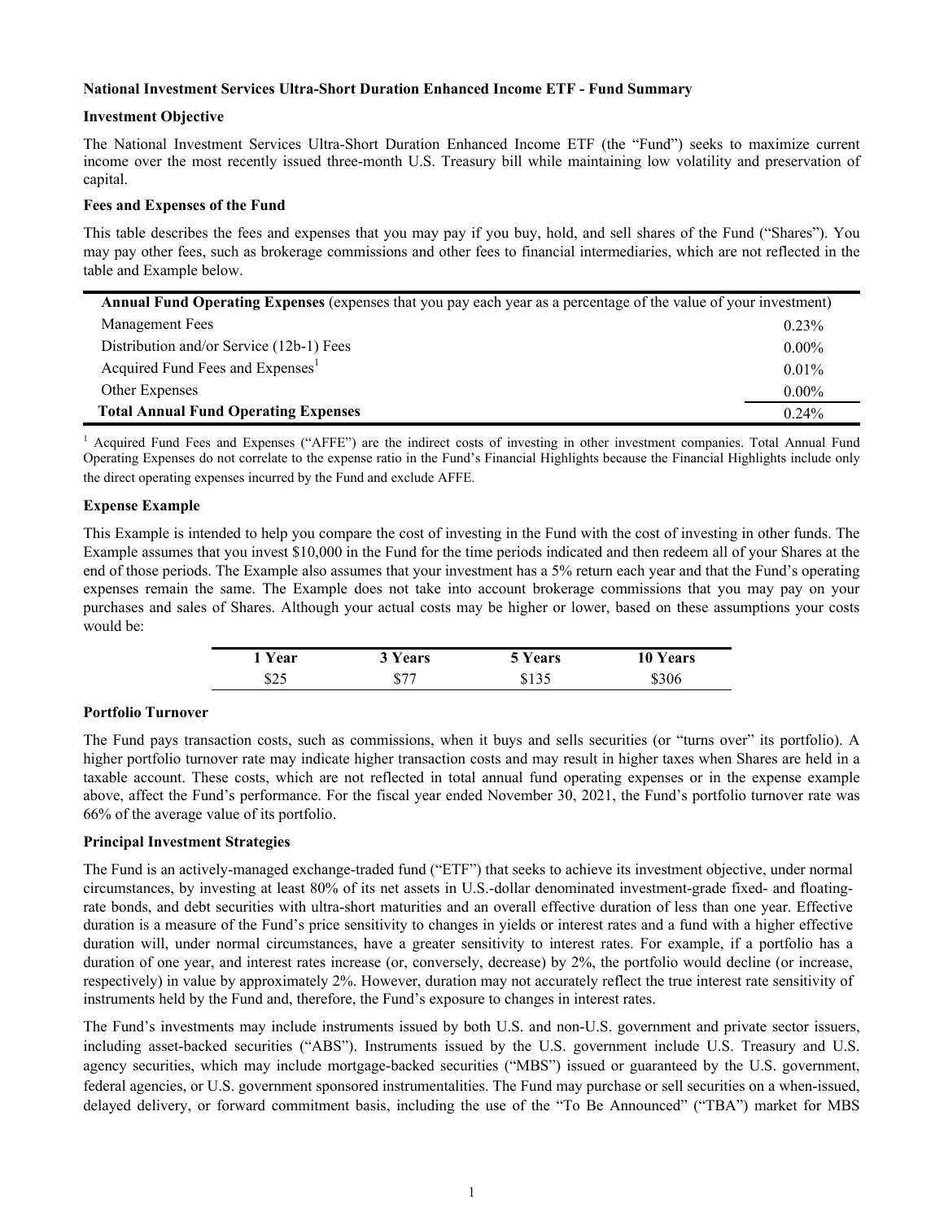**National Investment Services Ultra-Short Duration Enhanced Income ETF - Fund Summary**

**Investment Objective**

The National Investment Services Ultra-Short Duration Enhanced Income ETF (the "Fund") seeks to maximize current income over the most recently issued three-month U.S. Treasury bill while maintaining low volatility and preservation of capital.

**Fees and Expenses of the Fund**

This table describes the fees and expenses that you may pay if you buy, hold, and sell shares of the Fund ("Shares"). You may pay other fees, such as brokerage commissions and other fees to financial intermediaries, which are not reflected in the table and Example below.

| **Annual Fund Operating Expenses** (expenses that you pay each year as a percentage of the value of your investment) | |
|---|---|
| Management Fees | 0.23% |
| Distribution and/or Service (12b-1) Fees | 0.00% |
| Acquired Fund Fees and Expenses[1] | 0.01% |
| Other Expenses | 0.00% |
| **Total Annual Fund Operating Expenses** | 0.24% |

[1] Acquired Fund Fees and Expenses ("AFFE") are the indirect costs of investing in other investment companies. Total Annual Fund Operating Expenses do not correlate to the expense ratio in the Fund's Financial Highlights because the Financial Highlights include only the direct operating expenses incurred by the Fund and exclude AFFE.

**Expense Example**

This Example is intended to help you compare the cost of investing in the Fund with the cost of investing in other funds. The Example assumes that you invest $10,000 in the Fund for the time periods indicated and then redeem all of your Shares at the end of those periods. The Example also assumes that your investment has a 5% return each year and that the Fund's operating expenses remain the same. The Example does not take into account brokerage commissions that you may pay on your purchases and sales of Shares. Although your actual costs may be higher or lower, based on these assumptions your costs would be:

| 1 Year | 3 Years | 5 Years | 10 Years |
|---|---|---|---|
| $25 | $77 | $135 | $306 |

**Portfolio Turnover**

The Fund pays transaction costs, such as commissions, when it buys and sells securities (or "turns over" its portfolio). A higher portfolio turnover rate may indicate higher transaction costs and may result in higher taxes when Shares are held in a taxable account. These costs, which are not reflected in total annual fund operating expenses or in the expense example above, affect the Fund's performance. For the fiscal year ended November 30, 2021, the Fund's portfolio turnover rate was 66% of the average value of its portfolio.

**Principal Investment Strategies**

The Fund is an actively-managed exchange-traded fund ("ETF") that seeks to achieve its investment objective, under normal circumstances, by investing at least 80% of its net assets in U.S.-dollar denominated investment-grade fixed- and floating-rate bonds, and debt securities with ultra-short maturities and an overall effective duration of less than one year. Effective duration is a measure of the Fund's price sensitivity to changes in yields or interest rates and a fund with a higher effective duration will, under normal circumstances, have a greater sensitivity to interest rates. For example, if a portfolio has a duration of one year, and interest rates increase (or, conversely, decrease) by 2%, the portfolio would decline (or increase, respectively) in value by approximately 2%. However, duration may not accurately reflect the true interest rate sensitivity of instruments held by the Fund and, therefore, the Fund's exposure to changes in interest rates.

The Fund's investments may include instruments issued by both U.S. and non-U.S. government and private sector issuers, including asset-backed securities ("ABS"). Instruments issued by the U.S. government include U.S. Treasury and U.S. agency securities, which may include mortgage-backed securities ("MBS") issued or guaranteed by the U.S. government, federal agencies, or U.S. government sponsored instrumentalities. The Fund may purchase or sell securities on a when-issued, delayed delivery, or forward commitment basis, including the use of the "To Be Announced" ("TBA") market for MBS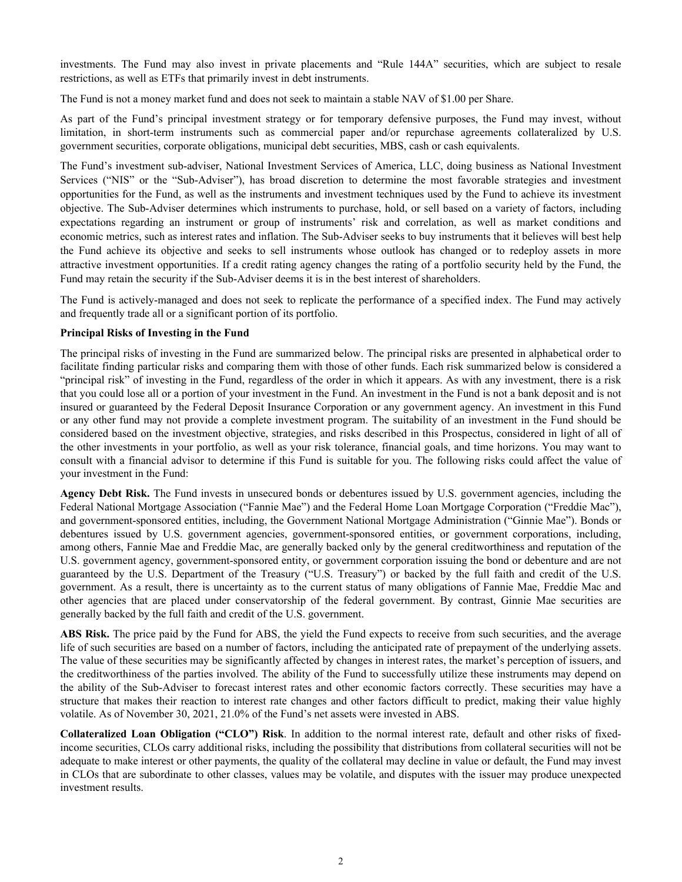investments. The Fund may also invest in private placements and "Rule 144A" securities, which are subject to resale restrictions, as well as ETFs that primarily invest in debt instruments.

The Fund is not a money market fund and does not seek to maintain a stable NAV of $1.00 per Share.

As part of the Fund's principal investment strategy or for temporary defensive purposes, the Fund may invest, without limitation, in short-term instruments such as commercial paper and/or repurchase agreements collateralized by U.S. government securities, corporate obligations, municipal debt securities, MBS, cash or cash equivalents.

The Fund's investment sub-adviser, National Investment Services of America, LLC, doing business as National Investment Services ("NIS" or the "Sub-Adviser"), has broad discretion to determine the most favorable strategies and investment opportunities for the Fund, as well as the instruments and investment techniques used by the Fund to achieve its investment objective. The Sub-Adviser determines which instruments to purchase, hold, or sell based on a variety of factors, including expectations regarding an instrument or group of instruments' risk and correlation, as well as market conditions and economic metrics, such as interest rates and inflation. The Sub-Adviser seeks to buy instruments that it believes will best help the Fund achieve its objective and seeks to sell instruments whose outlook has changed or to redeploy assets in more attractive investment opportunities. If a credit rating agency changes the rating of a portfolio security held by the Fund, the Fund may retain the security if the Sub-Adviser deems it is in the best interest of shareholders.

The Fund is actively-managed and does not seek to replicate the performance of a specified index. The Fund may actively and frequently trade all or a significant portion of its portfolio.

**Principal Risks of Investing in the Fund**

The principal risks of investing in the Fund are summarized below. The principal risks are presented in alphabetical order to facilitate finding particular risks and comparing them with those of other funds. Each risk summarized below is considered a "principal risk" of investing in the Fund, regardless of the order in which it appears. As with any investment, there is a risk that you could lose all or a portion of your investment in the Fund. An investment in the Fund is not a bank deposit and is not insured or guaranteed by the Federal Deposit Insurance Corporation or any government agency. An investment in this Fund or any other fund may not provide a complete investment program. The suitability of an investment in the Fund should be considered based on the investment objective, strategies, and risks described in this Prospectus, considered in light of all of the other investments in your portfolio, as well as your risk tolerance, financial goals, and time horizons. You may want to consult with a financial advisor to determine if this Fund is suitable for you. The following risks could affect the value of your investment in the Fund:

**Agency Debt Risk.** The Fund invests in unsecured bonds or debentures issued by U.S. government agencies, including the Federal National Mortgage Association ("Fannie Mae") and the Federal Home Loan Mortgage Corporation ("Freddie Mac"), and government-sponsored entities, including, the Government National Mortgage Administration ("Ginnie Mae"). Bonds or debentures issued by U.S. government agencies, government-sponsored entities, or government corporations, including, among others, Fannie Mae and Freddie Mac, are generally backed only by the general creditworthiness and reputation of the U.S. government agency, government-sponsored entity, or government corporation issuing the bond or debenture and are not guaranteed by the U.S. Department of the Treasury ("U.S. Treasury") or backed by the full faith and credit of the U.S. government. As a result, there is uncertainty as to the current status of many obligations of Fannie Mae, Freddie Mac and other agencies that are placed under conservatorship of the federal government. By contrast, Ginnie Mae securities are generally backed by the full faith and credit of the U.S. government.

**ABS Risk.** The price paid by the Fund for ABS, the yield the Fund expects to receive from such securities, and the average life of such securities are based on a number of factors, including the anticipated rate of prepayment of the underlying assets. The value of these securities may be significantly affected by changes in interest rates, the market's perception of issuers, and the creditworthiness of the parties involved. The ability of the Fund to successfully utilize these instruments may depend on the ability of the Sub-Adviser to forecast interest rates and other economic factors correctly. These securities may have a structure that makes their reaction to interest rate changes and other factors difficult to predict, making their value highly volatile. As of November 30, 2021, 21.0% of the Fund's net assets were invested in ABS.

**Collateralized Loan Obligation ("CLO") Risk**. In addition to the normal interest rate, default and other risks of fixed-income securities, CLOs carry additional risks, including the possibility that distributions from collateral securities will not be adequate to make interest or other payments, the quality of the collateral may decline in value or default, the Fund may invest in CLOs that are subordinate to other classes, values may be volatile, and disputes with the issuer may produce unexpected investment results.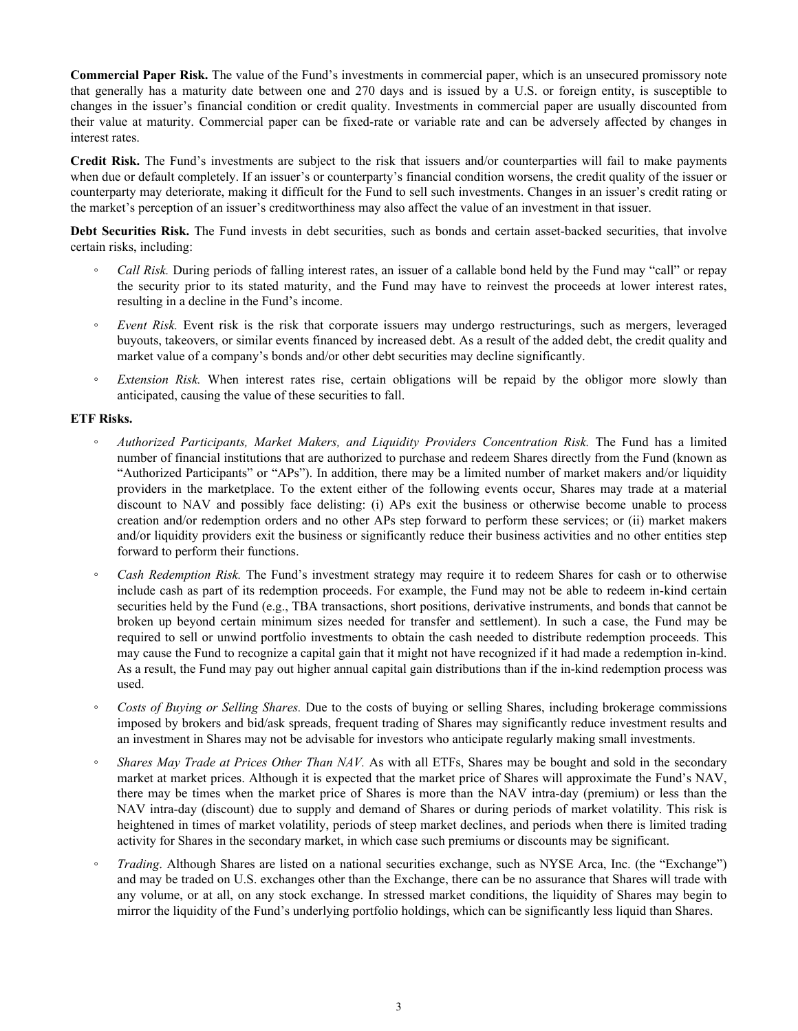**Commercial Paper Risk.** The value of the Fund's investments in commercial paper, which is an unsecured promissory note that generally has a maturity date between one and 270 days and is issued by a U.S. or foreign entity, is susceptible to changes in the issuer's financial condition or credit quality. Investments in commercial paper are usually discounted from their value at maturity. Commercial paper can be fixed-rate or variable rate and can be adversely affected by changes in interest rates.

**Credit Risk.** The Fund's investments are subject to the risk that issuers and/or counterparties will fail to make payments when due or default completely. If an issuer's or counterparty's financial condition worsens, the credit quality of the issuer or counterparty may deteriorate, making it difficult for the Fund to sell such investments. Changes in an issuer's credit rating or the market's perception of an issuer's creditworthiness may also affect the value of an investment in that issuer.

**Debt Securities Risk.** The Fund invests in debt securities, such as bonds and certain asset-backed securities, that involve certain risks, including:

- *Call Risk.* During periods of falling interest rates, an issuer of a callable bond held by the Fund may "call" or repay the security prior to its stated maturity, and the Fund may have to reinvest the proceeds at lower interest rates, resulting in a decline in the Fund's income.
- *Event Risk.* Event risk is the risk that corporate issuers may undergo restructurings, such as mergers, leveraged buyouts, takeovers, or similar events financed by increased debt. As a result of the added debt, the credit quality and market value of a company's bonds and/or other debt securities may decline significantly.
- *Extension Risk.* When interest rates rise, certain obligations will be repaid by the obligor more slowly than anticipated, causing the value of these securities to fall.

**ETF Risks.**

- *Authorized Participants, Market Makers, and Liquidity Providers Concentration Risk.* The Fund has a limited number of financial institutions that are authorized to purchase and redeem Shares directly from the Fund (known as "Authorized Participants" or "APs"). In addition, there may be a limited number of market makers and/or liquidity providers in the marketplace. To the extent either of the following events occur, Shares may trade at a material discount to NAV and possibly face delisting: (i) APs exit the business or otherwise become unable to process creation and/or redemption orders and no other APs step forward to perform these services; or (ii) market makers and/or liquidity providers exit the business or significantly reduce their business activities and no other entities step forward to perform their functions.
- *Cash Redemption Risk.* The Fund's investment strategy may require it to redeem Shares for cash or to otherwise include cash as part of its redemption proceeds. For example, the Fund may not be able to redeem in-kind certain securities held by the Fund (e.g., TBA transactions, short positions, derivative instruments, and bonds that cannot be broken up beyond certain minimum sizes needed for transfer and settlement). In such a case, the Fund may be required to sell or unwind portfolio investments to obtain the cash needed to distribute redemption proceeds. This may cause the Fund to recognize a capital gain that it might not have recognized if it had made a redemption in-kind. As a result, the Fund may pay out higher annual capital gain distributions than if the in-kind redemption process was used.
- *Costs of Buying or Selling Shares.* Due to the costs of buying or selling Shares, including brokerage commissions imposed by brokers and bid/ask spreads, frequent trading of Shares may significantly reduce investment results and an investment in Shares may not be advisable for investors who anticipate regularly making small investments.
- *Shares May Trade at Prices Other Than NAV.* As with all ETFs, Shares may be bought and sold in the secondary market at market prices. Although it is expected that the market price of Shares will approximate the Fund's NAV, there may be times when the market price of Shares is more than the NAV intra-day (premium) or less than the NAV intra-day (discount) due to supply and demand of Shares or during periods of market volatility. This risk is heightened in times of market volatility, periods of steep market declines, and periods when there is limited trading activity for Shares in the secondary market, in which case such premiums or discounts may be significant.
- *Trading*. Although Shares are listed on a national securities exchange, such as NYSE Arca, Inc. (the "Exchange") and may be traded on U.S. exchanges other than the Exchange, there can be no assurance that Shares will trade with any volume, or at all, on any stock exchange. In stressed market conditions, the liquidity of Shares may begin to mirror the liquidity of the Fund's underlying portfolio holdings, which can be significantly less liquid than Shares.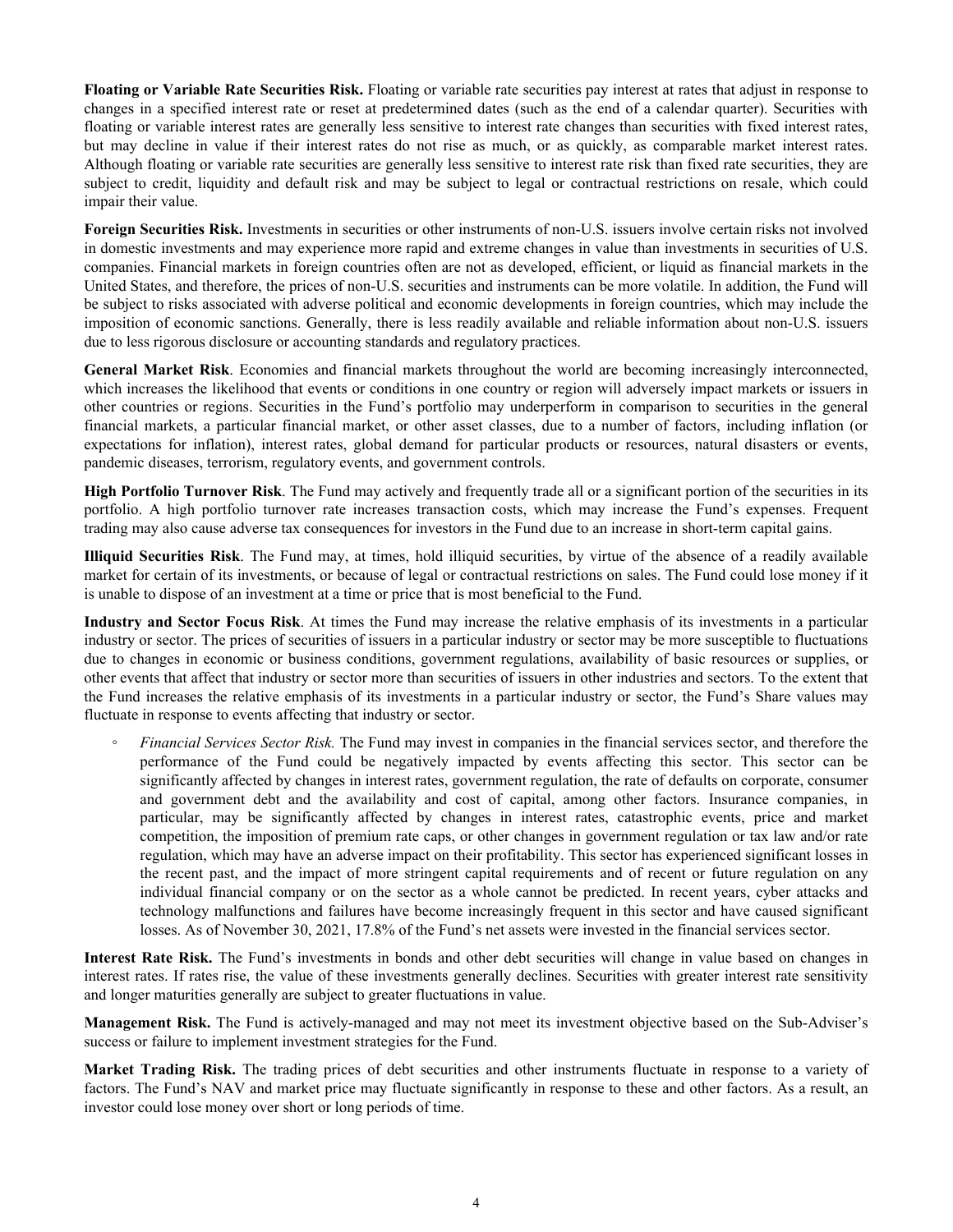**Floating or Variable Rate Securities Risk.** Floating or variable rate securities pay interest at rates that adjust in response to changes in a specified interest rate or reset at predetermined dates (such as the end of a calendar quarter). Securities with floating or variable interest rates are generally less sensitive to interest rate changes than securities with fixed interest rates, but may decline in value if their interest rates do not rise as much, or as quickly, as comparable market interest rates. Although floating or variable rate securities are generally less sensitive to interest rate risk than fixed rate securities, they are subject to credit, liquidity and default risk and may be subject to legal or contractual restrictions on resale, which could impair their value.

**Foreign Securities Risk.** Investments in securities or other instruments of non-U.S. issuers involve certain risks not involved in domestic investments and may experience more rapid and extreme changes in value than investments in securities of U.S. companies. Financial markets in foreign countries often are not as developed, efficient, or liquid as financial markets in the United States, and therefore, the prices of non-U.S. securities and instruments can be more volatile. In addition, the Fund will be subject to risks associated with adverse political and economic developments in foreign countries, which may include the imposition of economic sanctions. Generally, there is less readily available and reliable information about non-U.S. issuers due to less rigorous disclosure or accounting standards and regulatory practices.

**General Market Risk**. Economies and financial markets throughout the world are becoming increasingly interconnected, which increases the likelihood that events or conditions in one country or region will adversely impact markets or issuers in other countries or regions. Securities in the Fund's portfolio may underperform in comparison to securities in the general financial markets, a particular financial market, or other asset classes, due to a number of factors, including inflation (or expectations for inflation), interest rates, global demand for particular products or resources, natural disasters or events, pandemic diseases, terrorism, regulatory events, and government controls.

**High Portfolio Turnover Risk**. The Fund may actively and frequently trade all or a significant portion of the securities in its portfolio. A high portfolio turnover rate increases transaction costs, which may increase the Fund's expenses. Frequent trading may also cause adverse tax consequences for investors in the Fund due to an increase in short-term capital gains.

**Illiquid Securities Risk**. The Fund may, at times, hold illiquid securities, by virtue of the absence of a readily available market for certain of its investments, or because of legal or contractual restrictions on sales. The Fund could lose money if it is unable to dispose of an investment at a time or price that is most beneficial to the Fund.

**Industry and Sector Focus Risk**. At times the Fund may increase the relative emphasis of its investments in a particular industry or sector. The prices of securities of issuers in a particular industry or sector may be more susceptible to fluctuations due to changes in economic or business conditions, government regulations, availability of basic resources or supplies, or other events that affect that industry or sector more than securities of issuers in other industries and sectors. To the extent that the Fund increases the relative emphasis of its investments in a particular industry or sector, the Fund's Share values may fluctuate in response to events affecting that industry or sector.

- *Financial Services Sector Risk.* The Fund may invest in companies in the financial services sector, and therefore the performance of the Fund could be negatively impacted by events affecting this sector. This sector can be significantly affected by changes in interest rates, government regulation, the rate of defaults on corporate, consumer and government debt and the availability and cost of capital, among other factors. Insurance companies, in particular, may be significantly affected by changes in interest rates, catastrophic events, price and market competition, the imposition of premium rate caps, or other changes in government regulation or tax law and/or rate regulation, which may have an adverse impact on their profitability. This sector has experienced significant losses in the recent past, and the impact of more stringent capital requirements and of recent or future regulation on any individual financial company or on the sector as a whole cannot be predicted. In recent years, cyber attacks and technology malfunctions and failures have become increasingly frequent in this sector and have caused significant losses. As of November 30, 2021, 17.8% of the Fund's net assets were invested in the financial services sector.

**Interest Rate Risk.** The Fund's investments in bonds and other debt securities will change in value based on changes in interest rates. If rates rise, the value of these investments generally declines. Securities with greater interest rate sensitivity and longer maturities generally are subject to greater fluctuations in value.

**Management Risk.** The Fund is actively-managed and may not meet its investment objective based on the Sub-Adviser's success or failure to implement investment strategies for the Fund.

**Market Trading Risk.** The trading prices of debt securities and other instruments fluctuate in response to a variety of factors. The Fund's NAV and market price may fluctuate significantly in response to these and other factors. As a result, an investor could lose money over short or long periods of time.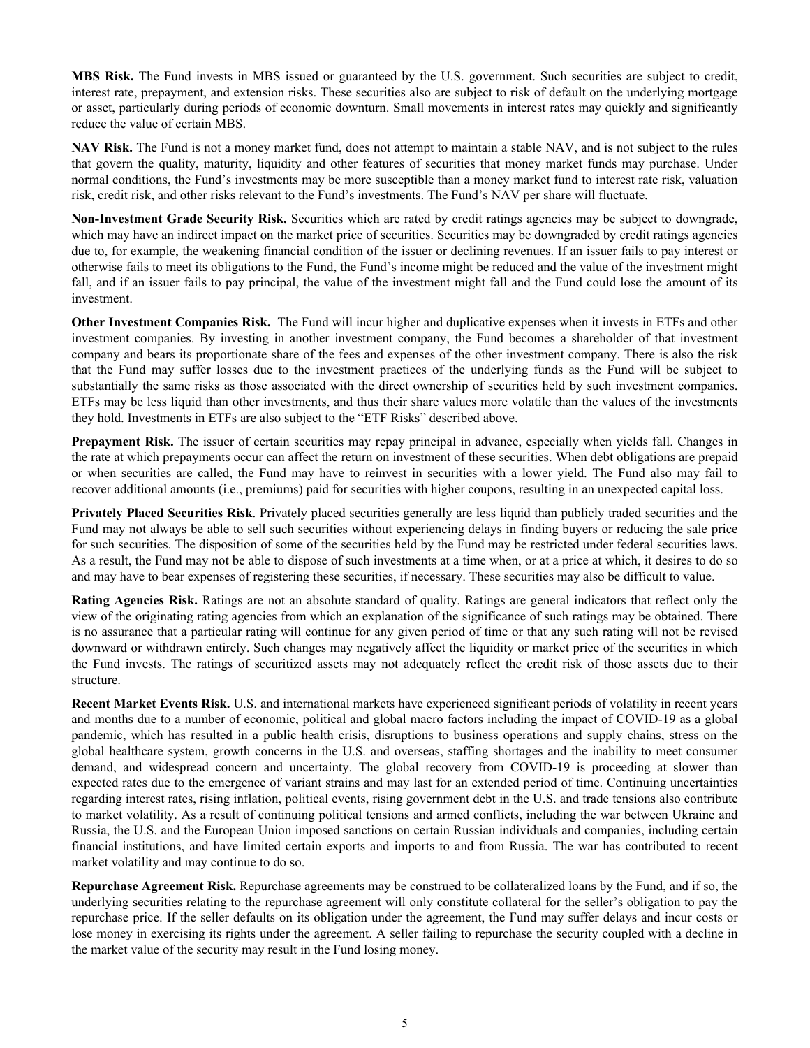**MBS Risk.** The Fund invests in MBS issued or guaranteed by the U.S. government. Such securities are subject to credit, interest rate, prepayment, and extension risks. These securities also are subject to risk of default on the underlying mortgage or asset, particularly during periods of economic downturn. Small movements in interest rates may quickly and significantly reduce the value of certain MBS.

**NAV Risk.** The Fund is not a money market fund, does not attempt to maintain a stable NAV, and is not subject to the rules that govern the quality, maturity, liquidity and other features of securities that money market funds may purchase. Under normal conditions, the Fund's investments may be more susceptible than a money market fund to interest rate risk, valuation risk, credit risk, and other risks relevant to the Fund's investments. The Fund's NAV per share will fluctuate.

**Non-Investment Grade Security Risk.** Securities which are rated by credit ratings agencies may be subject to downgrade, which may have an indirect impact on the market price of securities. Securities may be downgraded by credit ratings agencies due to, for example, the weakening financial condition of the issuer or declining revenues. If an issuer fails to pay interest or otherwise fails to meet its obligations to the Fund, the Fund's income might be reduced and the value of the investment might fall, and if an issuer fails to pay principal, the value of the investment might fall and the Fund could lose the amount of its investment.

**Other Investment Companies Risk.** The Fund will incur higher and duplicative expenses when it invests in ETFs and other investment companies. By investing in another investment company, the Fund becomes a shareholder of that investment company and bears its proportionate share of the fees and expenses of the other investment company. There is also the risk that the Fund may suffer losses due to the investment practices of the underlying funds as the Fund will be subject to substantially the same risks as those associated with the direct ownership of securities held by such investment companies. ETFs may be less liquid than other investments, and thus their share values more volatile than the values of the investments they hold. Investments in ETFs are also subject to the "ETF Risks" described above.

**Prepayment Risk.** The issuer of certain securities may repay principal in advance, especially when yields fall. Changes in the rate at which prepayments occur can affect the return on investment of these securities. When debt obligations are prepaid or when securities are called, the Fund may have to reinvest in securities with a lower yield. The Fund also may fail to recover additional amounts (i.e., premiums) paid for securities with higher coupons, resulting in an unexpected capital loss.

**Privately Placed Securities Risk**. Privately placed securities generally are less liquid than publicly traded securities and the Fund may not always be able to sell such securities without experiencing delays in finding buyers or reducing the sale price for such securities. The disposition of some of the securities held by the Fund may be restricted under federal securities laws. As a result, the Fund may not be able to dispose of such investments at a time when, or at a price at which, it desires to do so and may have to bear expenses of registering these securities, if necessary. These securities may also be difficult to value.

**Rating Agencies Risk.** Ratings are not an absolute standard of quality. Ratings are general indicators that reflect only the view of the originating rating agencies from which an explanation of the significance of such ratings may be obtained. There is no assurance that a particular rating will continue for any given period of time or that any such rating will not be revised downward or withdrawn entirely. Such changes may negatively affect the liquidity or market price of the securities in which the Fund invests. The ratings of securitized assets may not adequately reflect the credit risk of those assets due to their structure.

**Recent Market Events Risk.** U.S. and international markets have experienced significant periods of volatility in recent years and months due to a number of economic, political and global macro factors including the impact of COVID-19 as a global pandemic, which has resulted in a public health crisis, disruptions to business operations and supply chains, stress on the global healthcare system, growth concerns in the U.S. and overseas, staffing shortages and the inability to meet consumer demand, and widespread concern and uncertainty. The global recovery from COVID-19 is proceeding at slower than expected rates due to the emergence of variant strains and may last for an extended period of time. Continuing uncertainties regarding interest rates, rising inflation, political events, rising government debt in the U.S. and trade tensions also contribute to market volatility. As a result of continuing political tensions and armed conflicts, including the war between Ukraine and Russia, the U.S. and the European Union imposed sanctions on certain Russian individuals and companies, including certain financial institutions, and have limited certain exports and imports to and from Russia. The war has contributed to recent market volatility and may continue to do so.

**Repurchase Agreement Risk.** Repurchase agreements may be construed to be collateralized loans by the Fund, and if so, the underlying securities relating to the repurchase agreement will only constitute collateral for the seller's obligation to pay the repurchase price. If the seller defaults on its obligation under the agreement, the Fund may suffer delays and incur costs or lose money in exercising its rights under the agreement. A seller failing to repurchase the security coupled with a decline in the market value of the security may result in the Fund losing money.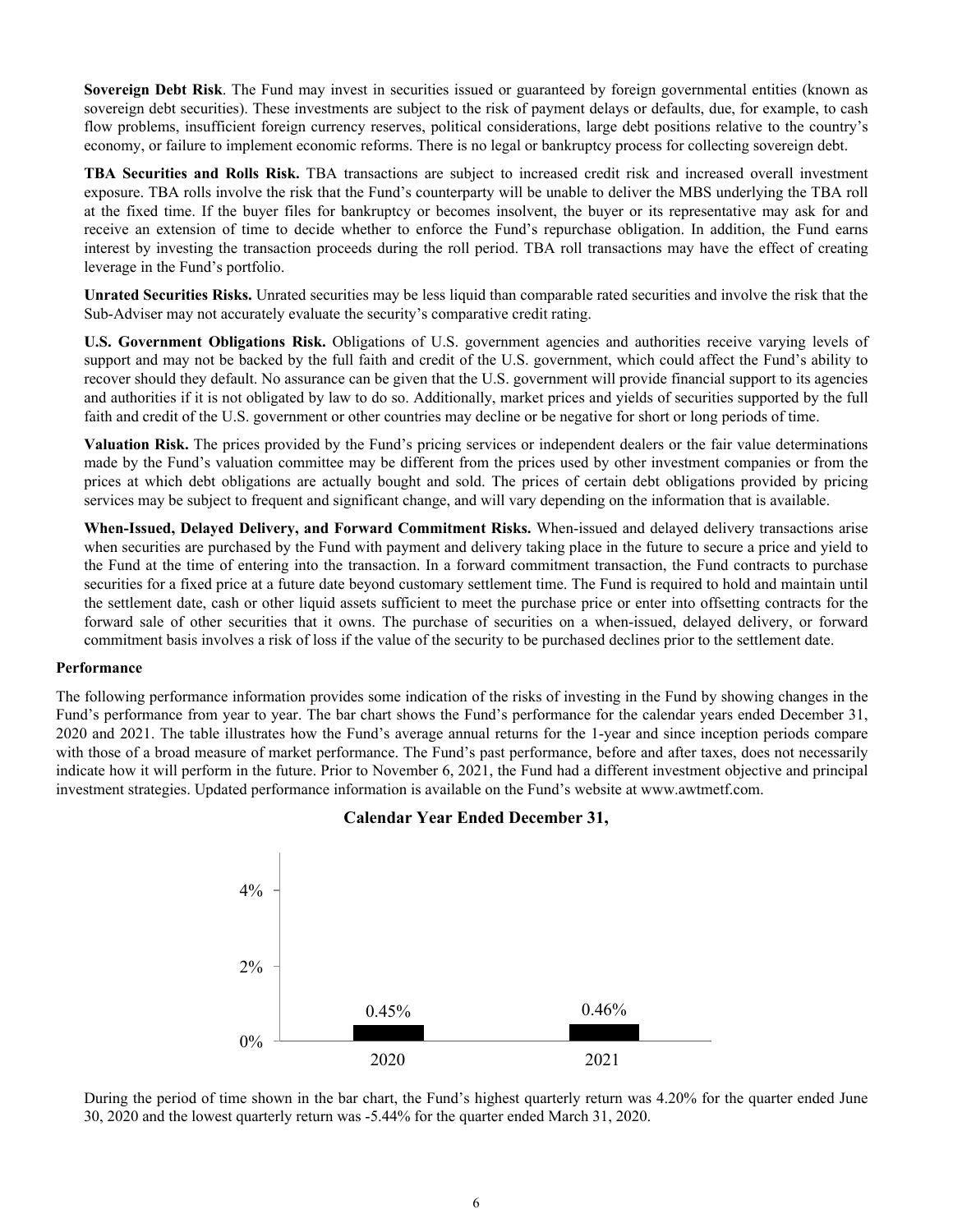**Sovereign Debt Risk**. The Fund may invest in securities issued or guaranteed by foreign governmental entities (known as sovereign debt securities). These investments are subject to the risk of payment delays or defaults, due, for example, to cash flow problems, insufficient foreign currency reserves, political considerations, large debt positions relative to the country's economy, or failure to implement economic reforms. There is no legal or bankruptcy process for collecting sovereign debt.

**TBA Securities and Rolls Risk.** TBA transactions are subject to increased credit risk and increased overall investment exposure. TBA rolls involve the risk that the Fund's counterparty will be unable to deliver the MBS underlying the TBA roll at the fixed time. If the buyer files for bankruptcy or becomes insolvent, the buyer or its representative may ask for and receive an extension of time to decide whether to enforce the Fund's repurchase obligation. In addition, the Fund earns interest by investing the transaction proceeds during the roll period. TBA roll transactions may have the effect of creating leverage in the Fund's portfolio.

**Unrated Securities Risks.** Unrated securities may be less liquid than comparable rated securities and involve the risk that the Sub-Adviser may not accurately evaluate the security's comparative credit rating.

**U.S. Government Obligations Risk.** Obligations of U.S. government agencies and authorities receive varying levels of support and may not be backed by the full faith and credit of the U.S. government, which could affect the Fund's ability to recover should they default. No assurance can be given that the U.S. government will provide financial support to its agencies and authorities if it is not obligated by law to do so. Additionally, market prices and yields of securities supported by the full faith and credit of the U.S. government or other countries may decline or be negative for short or long periods of time.

**Valuation Risk.** The prices provided by the Fund's pricing services or independent dealers or the fair value determinations made by the Fund's valuation committee may be different from the prices used by other investment companies or from the prices at which debt obligations are actually bought and sold. The prices of certain debt obligations provided by pricing services may be subject to frequent and significant change, and will vary depending on the information that is available.

**When-Issued, Delayed Delivery, and Forward Commitment Risks.** When-issued and delayed delivery transactions arise when securities are purchased by the Fund with payment and delivery taking place in the future to secure a price and yield to the Fund at the time of entering into the transaction. In a forward commitment transaction, the Fund contracts to purchase securities for a fixed price at a future date beyond customary settlement time. The Fund is required to hold and maintain until the settlement date, cash or other liquid assets sufficient to meet the purchase price or enter into offsetting contracts for the forward sale of other securities that it owns. The purchase of securities on a when-issued, delayed delivery, or forward commitment basis involves a risk of loss if the value of the security to be purchased declines prior to the settlement date.

**Performance**

The following performance information provides some indication of the risks of investing in the Fund by showing changes in the Fund's performance from year to year. The bar chart shows the Fund's performance for the calendar years ended December 31, 2020 and 2021. The table illustrates how the Fund's average annual returns for the 1-year and since inception periods compare with those of a broad measure of market performance. The Fund's past performance, before and after taxes, does not necessarily indicate how it will perform in the future. Prior to November 6, 2021, the Fund had a different investment objective and principal investment strategies. Updated performance information is available on the Fund's website at www.awtmetf.com.

**Calendar Year Ended December 31,**

| Year | Return |
|---|---|
| 2020 | 0.45% |
| 2021 | 0.46% |

During the period of time shown in the bar chart, the Fund's highest quarterly return was 4.20% for the quarter ended June 30, 2020 and the lowest quarterly return was -5.44% for the quarter ended March 31, 2020.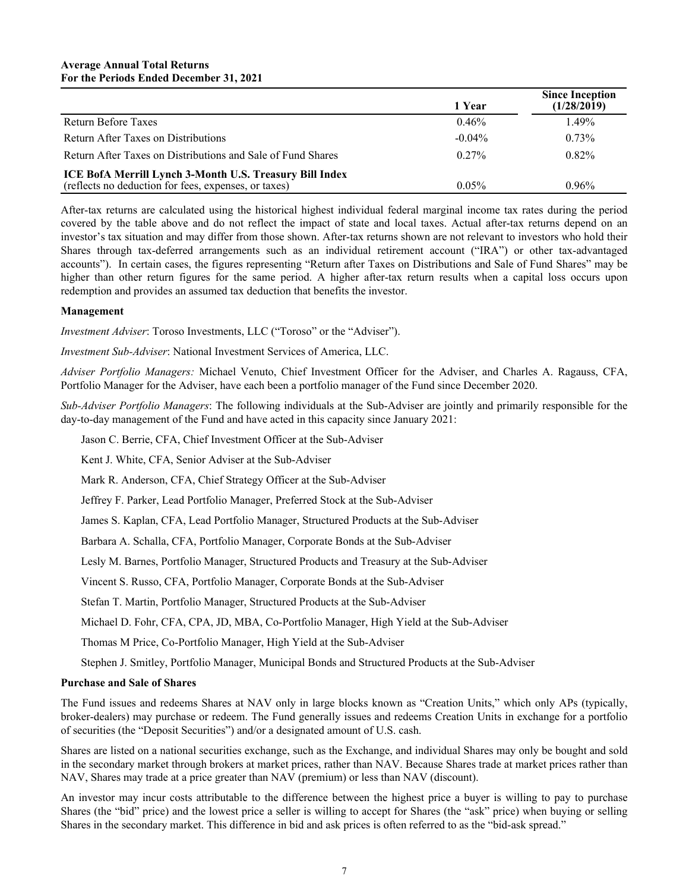**Average Annual Total Returns**
**For the Periods Ended December 31, 2021**

| | 1 Year | Since Inception (1/28/2019) |
|---|---|---|
| Return Before Taxes | 0.46% | 1.49% |
| Return After Taxes on Distributions | -0.04% | 0.73% |
| Return After Taxes on Distributions and Sale of Fund Shares | 0.27% | 0.82% |
| **ICE BofA Merrill Lynch 3-Month U.S. Treasury Bill Index** (reflects no deduction for fees, expenses, or taxes) | 0.05% | 0.96% |

After-tax returns are calculated using the historical highest individual federal marginal income tax rates during the period covered by the table above and do not reflect the impact of state and local taxes. Actual after-tax returns depend on an investor's tax situation and may differ from those shown. After-tax returns shown are not relevant to investors who hold their Shares through tax-deferred arrangements such as an individual retirement account ("IRA") or other tax-advantaged accounts"). In certain cases, the figures representing "Return after Taxes on Distributions and Sale of Fund Shares" may be higher than other return figures for the same period. A higher after-tax return results when a capital loss occurs upon redemption and provides an assumed tax deduction that benefits the investor.

**Management**

*Investment Adviser*: Toroso Investments, LLC ("Toroso" or the "Adviser").

*Investment Sub-Adviser*: National Investment Services of America, LLC.

*Adviser Portfolio Managers:* Michael Venuto, Chief Investment Officer for the Adviser, and Charles A. Ragauss, CFA, Portfolio Manager for the Adviser, have each been a portfolio manager of the Fund since December 2020.

*Sub-Adviser Portfolio Managers*: The following individuals at the Sub-Adviser are jointly and primarily responsible for the day-to-day management of the Fund and have acted in this capacity since January 2021:

Jason C. Berrie, CFA, Chief Investment Officer at the Sub-Adviser

Kent J. White, CFA, Senior Adviser at the Sub-Adviser

Mark R. Anderson, CFA, Chief Strategy Officer at the Sub-Adviser

Jeffrey F. Parker, Lead Portfolio Manager, Preferred Stock at the Sub-Adviser

James S. Kaplan, CFA, Lead Portfolio Manager, Structured Products at the Sub-Adviser

Barbara A. Schalla, CFA, Portfolio Manager, Corporate Bonds at the Sub-Adviser

Lesly M. Barnes, Portfolio Manager, Structured Products and Treasury at the Sub-Adviser

Vincent S. Russo, CFA, Portfolio Manager, Corporate Bonds at the Sub-Adviser

Stefan T. Martin, Portfolio Manager, Structured Products at the Sub-Adviser

Michael D. Fohr, CFA, CPA, JD, MBA, Co-Portfolio Manager, High Yield at the Sub-Adviser

Thomas M Price, Co-Portfolio Manager, High Yield at the Sub-Adviser

Stephen J. Smitley, Portfolio Manager, Municipal Bonds and Structured Products at the Sub-Adviser

**Purchase and Sale of Shares**

The Fund issues and redeems Shares at NAV only in large blocks known as "Creation Units," which only APs (typically, broker-dealers) may purchase or redeem. The Fund generally issues and redeems Creation Units in exchange for a portfolio of securities (the "Deposit Securities") and/or a designated amount of U.S. cash.

Shares are listed on a national securities exchange, such as the Exchange, and individual Shares may only be bought and sold in the secondary market through brokers at market prices, rather than NAV. Because Shares trade at market prices rather than NAV, Shares may trade at a price greater than NAV (premium) or less than NAV (discount).

An investor may incur costs attributable to the difference between the highest price a buyer is willing to pay to purchase Shares (the "bid" price) and the lowest price a seller is willing to accept for Shares (the "ask" price) when buying or selling Shares in the secondary market. This difference in bid and ask prices is often referred to as the "bid-ask spread."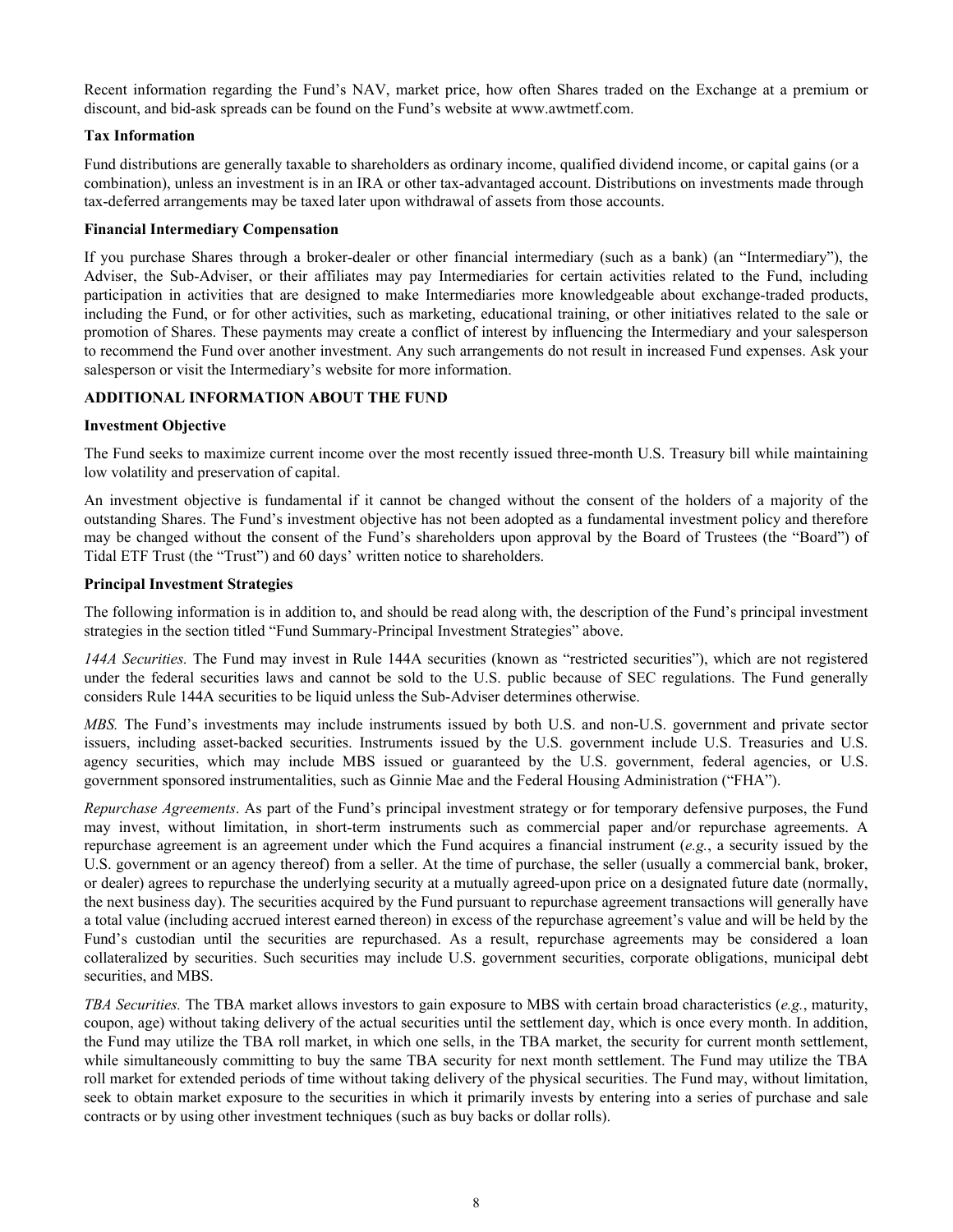Recent information regarding the Fund's NAV, market price, how often Shares traded on the Exchange at a premium or discount, and bid-ask spreads can be found on the Fund's website at www.awtmetf.com.

**Tax Information**

Fund distributions are generally taxable to shareholders as ordinary income, qualified dividend income, or capital gains (or a combination), unless an investment is in an IRA or other tax-advantaged account. Distributions on investments made through tax-deferred arrangements may be taxed later upon withdrawal of assets from those accounts.

**Financial Intermediary Compensation**

If you purchase Shares through a broker-dealer or other financial intermediary (such as a bank) (an "Intermediary"), the Adviser, the Sub-Adviser, or their affiliates may pay Intermediaries for certain activities related to the Fund, including participation in activities that are designed to make Intermediaries more knowledgeable about exchange-traded products, including the Fund, or for other activities, such as marketing, educational training, or other initiatives related to the sale or promotion of Shares. These payments may create a conflict of interest by influencing the Intermediary and your salesperson to recommend the Fund over another investment. Any such arrangements do not result in increased Fund expenses. Ask your salesperson or visit the Intermediary's website for more information.

## ADDITIONAL INFORMATION ABOUT THE FUND

**Investment Objective**

The Fund seeks to maximize current income over the most recently issued three-month U.S. Treasury bill while maintaining low volatility and preservation of capital.

An investment objective is fundamental if it cannot be changed without the consent of the holders of a majority of the outstanding Shares. The Fund's investment objective has not been adopted as a fundamental investment policy and therefore may be changed without the consent of the Fund's shareholders upon approval by the Board of Trustees (the "Board") of Tidal ETF Trust (the "Trust") and 60 days' written notice to shareholders.

**Principal Investment Strategies**

The following information is in addition to, and should be read along with, the description of the Fund's principal investment strategies in the section titled "Fund Summary-Principal Investment Strategies" above.

*144A Securities.* The Fund may invest in Rule 144A securities (known as "restricted securities"), which are not registered under the federal securities laws and cannot be sold to the U.S. public because of SEC regulations. The Fund generally considers Rule 144A securities to be liquid unless the Sub-Adviser determines otherwise.

*MBS.* The Fund's investments may include instruments issued by both U.S. and non-U.S. government and private sector issuers, including asset-backed securities. Instruments issued by the U.S. government include U.S. Treasuries and U.S. agency securities, which may include MBS issued or guaranteed by the U.S. government, federal agencies, or U.S. government sponsored instrumentalities, such as Ginnie Mae and the Federal Housing Administration ("FHA").

*Repurchase Agreements*. As part of the Fund's principal investment strategy or for temporary defensive purposes, the Fund may invest, without limitation, in short-term instruments such as commercial paper and/or repurchase agreements. A repurchase agreement is an agreement under which the Fund acquires a financial instrument (*e.g.*, a security issued by the U.S. government or an agency thereof) from a seller. At the time of purchase, the seller (usually a commercial bank, broker, or dealer) agrees to repurchase the underlying security at a mutually agreed-upon price on a designated future date (normally, the next business day). The securities acquired by the Fund pursuant to repurchase agreement transactions will generally have a total value (including accrued interest earned thereon) in excess of the repurchase agreement's value and will be held by the Fund's custodian until the securities are repurchased. As a result, repurchase agreements may be considered a loan collateralized by securities. Such securities may include U.S. government securities, corporate obligations, municipal debt securities, and MBS.

*TBA Securities.* The TBA market allows investors to gain exposure to MBS with certain broad characteristics (*e.g.*, maturity, coupon, age) without taking delivery of the actual securities until the settlement day, which is once every month. In addition, the Fund may utilize the TBA roll market, in which one sells, in the TBA market, the security for current month settlement, while simultaneously committing to buy the same TBA security for next month settlement. The Fund may utilize the TBA roll market for extended periods of time without taking delivery of the physical securities. The Fund may, without limitation, seek to obtain market exposure to the securities in which it primarily invests by entering into a series of purchase and sale contracts or by using other investment techniques (such as buy backs or dollar rolls).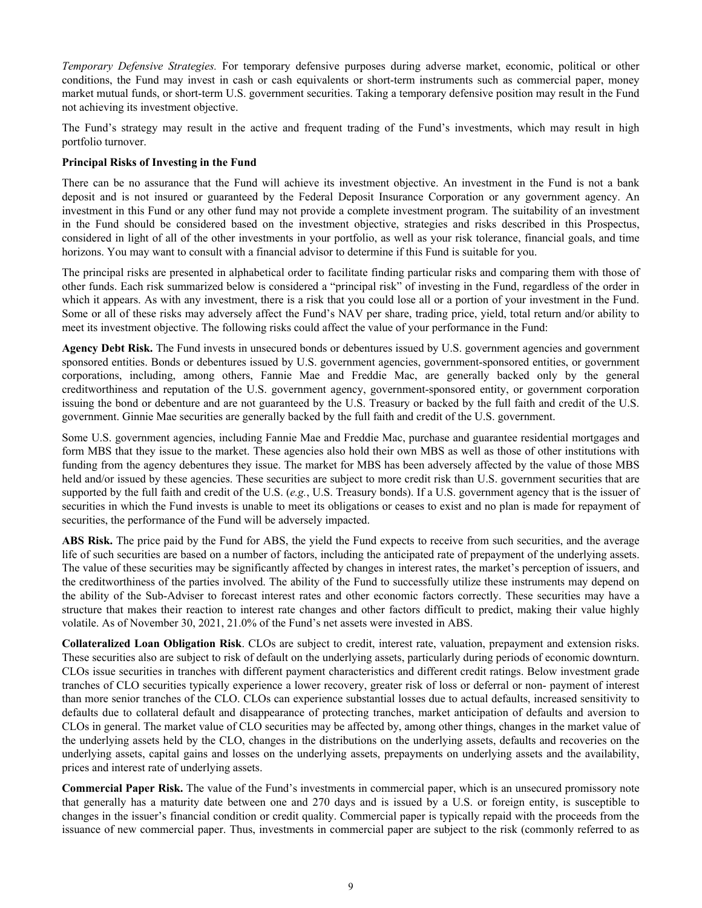*Temporary Defensive Strategies.* For temporary defensive purposes during adverse market, economic, political or other conditions, the Fund may invest in cash or cash equivalents or short-term instruments such as commercial paper, money market mutual funds, or short-term U.S. government securities. Taking a temporary defensive position may result in the Fund not achieving its investment objective.

The Fund's strategy may result in the active and frequent trading of the Fund's investments, which may result in high portfolio turnover.

**Principal Risks of Investing in the Fund**

There can be no assurance that the Fund will achieve its investment objective. An investment in the Fund is not a bank deposit and is not insured or guaranteed by the Federal Deposit Insurance Corporation or any government agency. An investment in this Fund or any other fund may not provide a complete investment program. The suitability of an investment in the Fund should be considered based on the investment objective, strategies and risks described in this Prospectus, considered in light of all of the other investments in your portfolio, as well as your risk tolerance, financial goals, and time horizons. You may want to consult with a financial advisor to determine if this Fund is suitable for you.

The principal risks are presented in alphabetical order to facilitate finding particular risks and comparing them with those of other funds. Each risk summarized below is considered a "principal risk" of investing in the Fund, regardless of the order in which it appears. As with any investment, there is a risk that you could lose all or a portion of your investment in the Fund. Some or all of these risks may adversely affect the Fund's NAV per share, trading price, yield, total return and/or ability to meet its investment objective. The following risks could affect the value of your performance in the Fund:

**Agency Debt Risk.** The Fund invests in unsecured bonds or debentures issued by U.S. government agencies and government sponsored entities. Bonds or debentures issued by U.S. government agencies, government-sponsored entities, or government corporations, including, among others, Fannie Mae and Freddie Mac, are generally backed only by the general creditworthiness and reputation of the U.S. government agency, government-sponsored entity, or government corporation issuing the bond or debenture and are not guaranteed by the U.S. Treasury or backed by the full faith and credit of the U.S. government. Ginnie Mae securities are generally backed by the full faith and credit of the U.S. government.

Some U.S. government agencies, including Fannie Mae and Freddie Mac, purchase and guarantee residential mortgages and form MBS that they issue to the market. These agencies also hold their own MBS as well as those of other institutions with funding from the agency debentures they issue. The market for MBS has been adversely affected by the value of those MBS held and/or issued by these agencies. These securities are subject to more credit risk than U.S. government securities that are supported by the full faith and credit of the U.S. (*e.g.*, U.S. Treasury bonds). If a U.S. government agency that is the issuer of securities in which the Fund invests is unable to meet its obligations or ceases to exist and no plan is made for repayment of securities, the performance of the Fund will be adversely impacted.

**ABS Risk.** The price paid by the Fund for ABS, the yield the Fund expects to receive from such securities, and the average life of such securities are based on a number of factors, including the anticipated rate of prepayment of the underlying assets. The value of these securities may be significantly affected by changes in interest rates, the market's perception of issuers, and the creditworthiness of the parties involved. The ability of the Fund to successfully utilize these instruments may depend on the ability of the Sub-Adviser to forecast interest rates and other economic factors correctly. These securities may have a structure that makes their reaction to interest rate changes and other factors difficult to predict, making their value highly volatile. As of November 30, 2021, 21.0% of the Fund's net assets were invested in ABS.

**Collateralized Loan Obligation Risk**. CLOs are subject to credit, interest rate, valuation, prepayment and extension risks. These securities also are subject to risk of default on the underlying assets, particularly during periods of economic downturn. CLOs issue securities in tranches with different payment characteristics and different credit ratings. Below investment grade tranches of CLO securities typically experience a lower recovery, greater risk of loss or deferral or non- payment of interest than more senior tranches of the CLO. CLOs can experience substantial losses due to actual defaults, increased sensitivity to defaults due to collateral default and disappearance of protecting tranches, market anticipation of defaults and aversion to CLOs in general. The market value of CLO securities may be affected by, among other things, changes in the market value of the underlying assets held by the CLO, changes in the distributions on the underlying assets, defaults and recoveries on the underlying assets, capital gains and losses on the underlying assets, prepayments on underlying assets and the availability, prices and interest rate of underlying assets.

**Commercial Paper Risk.** The value of the Fund's investments in commercial paper, which is an unsecured promissory note that generally has a maturity date between one and 270 days and is issued by a U.S. or foreign entity, is susceptible to changes in the issuer's financial condition or credit quality. Commercial paper is typically repaid with the proceeds from the issuance of new commercial paper. Thus, investments in commercial paper are subject to the risk (commonly referred to as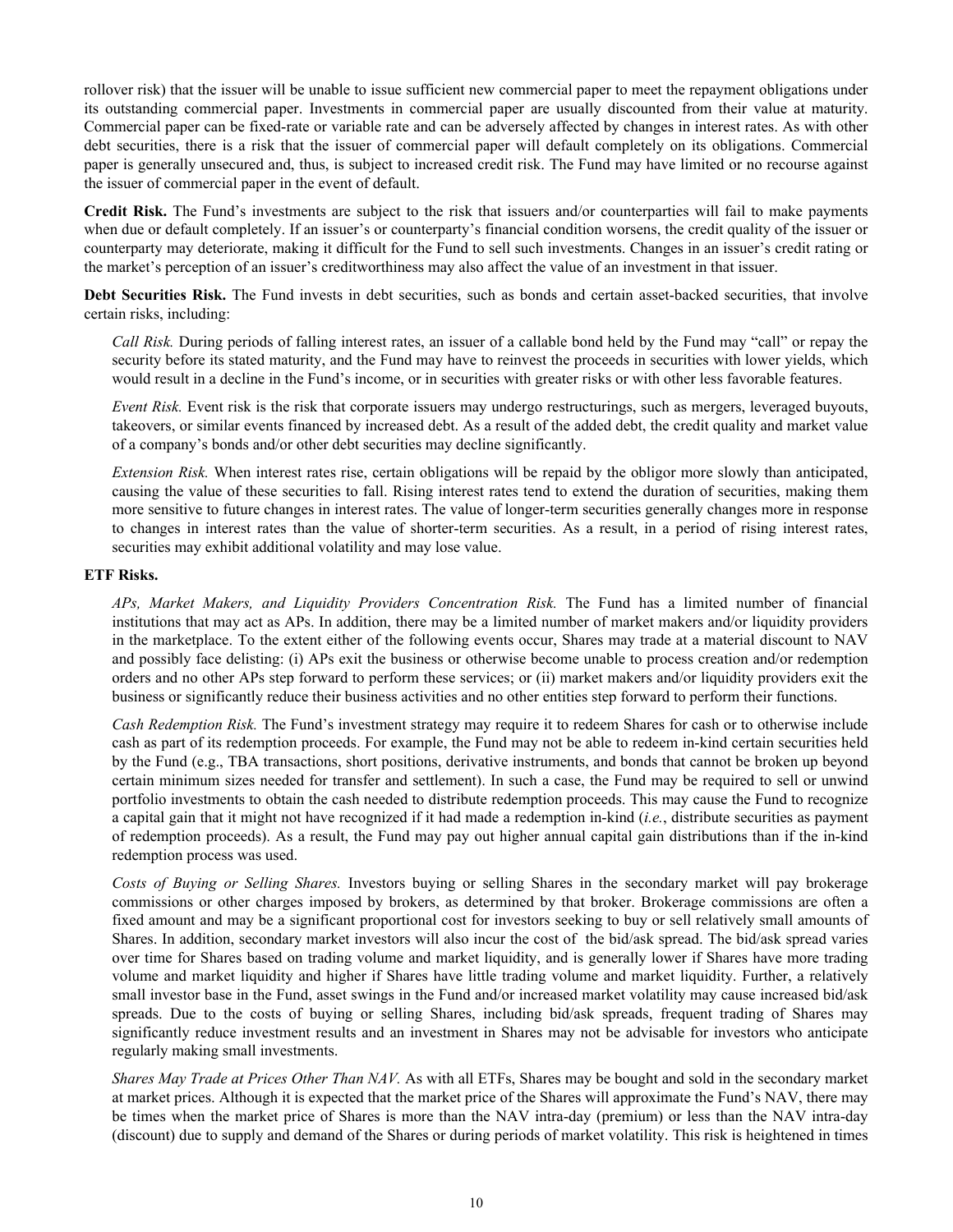rollover risk) that the issuer will be unable to issue sufficient new commercial paper to meet the repayment obligations under its outstanding commercial paper. Investments in commercial paper are usually discounted from their value at maturity. Commercial paper can be fixed-rate or variable rate and can be adversely affected by changes in interest rates. As with other debt securities, there is a risk that the issuer of commercial paper will default completely on its obligations. Commercial paper is generally unsecured and, thus, is subject to increased credit risk. The Fund may have limited or no recourse against the issuer of commercial paper in the event of default.

**Credit Risk.** The Fund's investments are subject to the risk that issuers and/or counterparties will fail to make payments when due or default completely. If an issuer's or counterparty's financial condition worsens, the credit quality of the issuer or counterparty may deteriorate, making it difficult for the Fund to sell such investments. Changes in an issuer's credit rating or the market's perception of an issuer's creditworthiness may also affect the value of an investment in that issuer.

**Debt Securities Risk.** The Fund invests in debt securities, such as bonds and certain asset-backed securities, that involve certain risks, including:

*Call Risk.* During periods of falling interest rates, an issuer of a callable bond held by the Fund may "call" or repay the security before its stated maturity, and the Fund may have to reinvest the proceeds in securities with lower yields, which would result in a decline in the Fund's income, or in securities with greater risks or with other less favorable features.

*Event Risk.* Event risk is the risk that corporate issuers may undergo restructurings, such as mergers, leveraged buyouts, takeovers, or similar events financed by increased debt. As a result of the added debt, the credit quality and market value of a company's bonds and/or other debt securities may decline significantly.

*Extension Risk.* When interest rates rise, certain obligations will be repaid by the obligor more slowly than anticipated, causing the value of these securities to fall. Rising interest rates tend to extend the duration of securities, making them more sensitive to future changes in interest rates. The value of longer-term securities generally changes more in response to changes in interest rates than the value of shorter-term securities. As a result, in a period of rising interest rates, securities may exhibit additional volatility and may lose value.

**ETF Risks.**

*APs, Market Makers, and Liquidity Providers Concentration Risk.* The Fund has a limited number of financial institutions that may act as APs. In addition, there may be a limited number of market makers and/or liquidity providers in the marketplace. To the extent either of the following events occur, Shares may trade at a material discount to NAV and possibly face delisting: (i) APs exit the business or otherwise become unable to process creation and/or redemption orders and no other APs step forward to perform these services; or (ii) market makers and/or liquidity providers exit the business or significantly reduce their business activities and no other entities step forward to perform their functions.

*Cash Redemption Risk.* The Fund's investment strategy may require it to redeem Shares for cash or to otherwise include cash as part of its redemption proceeds. For example, the Fund may not be able to redeem in-kind certain securities held by the Fund (e.g., TBA transactions, short positions, derivative instruments, and bonds that cannot be broken up beyond certain minimum sizes needed for transfer and settlement). In such a case, the Fund may be required to sell or unwind portfolio investments to obtain the cash needed to distribute redemption proceeds. This may cause the Fund to recognize a capital gain that it might not have recognized if it had made a redemption in-kind (*i.e.*, distribute securities as payment of redemption proceeds). As a result, the Fund may pay out higher annual capital gain distributions than if the in-kind redemption process was used.

*Costs of Buying or Selling Shares.* Investors buying or selling Shares in the secondary market will pay brokerage commissions or other charges imposed by brokers, as determined by that broker. Brokerage commissions are often a fixed amount and may be a significant proportional cost for investors seeking to buy or sell relatively small amounts of Shares. In addition, secondary market investors will also incur the cost of the bid/ask spread. The bid/ask spread varies over time for Shares based on trading volume and market liquidity, and is generally lower if Shares have more trading volume and market liquidity and higher if Shares have little trading volume and market liquidity. Further, a relatively small investor base in the Fund, asset swings in the Fund and/or increased market volatility may cause increased bid/ask spreads. Due to the costs of buying or selling Shares, including bid/ask spreads, frequent trading of Shares may significantly reduce investment results and an investment in Shares may not be advisable for investors who anticipate regularly making small investments.

*Shares May Trade at Prices Other Than NAV.* As with all ETFs, Shares may be bought and sold in the secondary market at market prices. Although it is expected that the market price of the Shares will approximate the Fund's NAV, there may be times when the market price of Shares is more than the NAV intra-day (premium) or less than the NAV intra-day (discount) due to supply and demand of the Shares or during periods of market volatility. This risk is heightened in times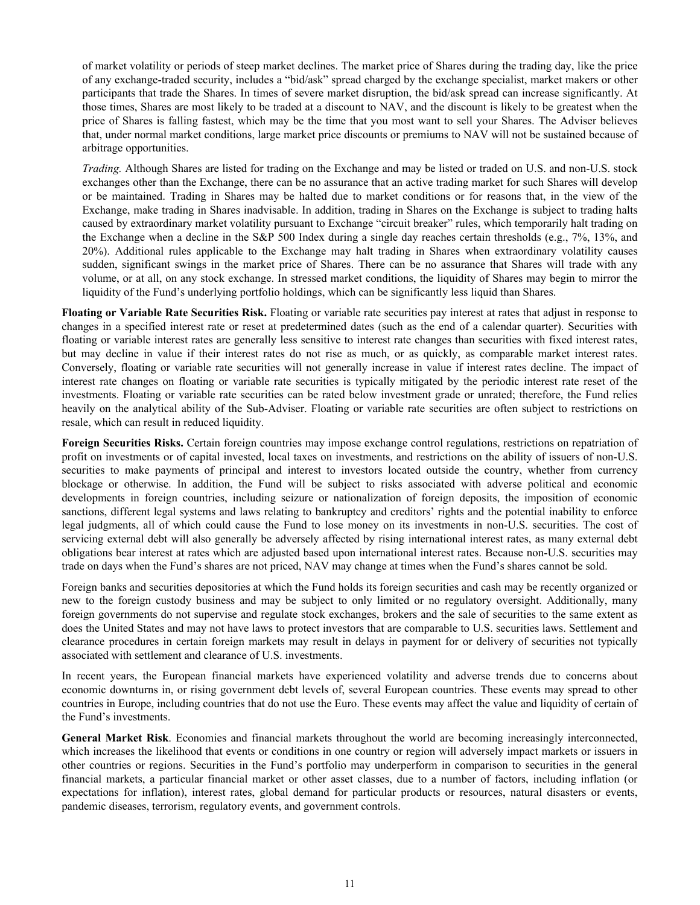of market volatility or periods of steep market declines. The market price of Shares during the trading day, like the price of any exchange-traded security, includes a "bid/ask" spread charged by the exchange specialist, market makers or other participants that trade the Shares. In times of severe market disruption, the bid/ask spread can increase significantly. At those times, Shares are most likely to be traded at a discount to NAV, and the discount is likely to be greatest when the price of Shares is falling fastest, which may be the time that you most want to sell your Shares. The Adviser believes that, under normal market conditions, large market price discounts or premiums to NAV will not be sustained because of arbitrage opportunities.

*Trading.* Although Shares are listed for trading on the Exchange and may be listed or traded on U.S. and non-U.S. stock exchanges other than the Exchange, there can be no assurance that an active trading market for such Shares will develop or be maintained. Trading in Shares may be halted due to market conditions or for reasons that, in the view of the Exchange, make trading in Shares inadvisable. In addition, trading in Shares on the Exchange is subject to trading halts caused by extraordinary market volatility pursuant to Exchange "circuit breaker" rules, which temporarily halt trading on the Exchange when a decline in the S&P 500 Index during a single day reaches certain thresholds (e.g., 7%, 13%, and 20%). Additional rules applicable to the Exchange may halt trading in Shares when extraordinary volatility causes sudden, significant swings in the market price of Shares. There can be no assurance that Shares will trade with any volume, or at all, on any stock exchange. In stressed market conditions, the liquidity of Shares may begin to mirror the liquidity of the Fund's underlying portfolio holdings, which can be significantly less liquid than Shares.

**Floating or Variable Rate Securities Risk.** Floating or variable rate securities pay interest at rates that adjust in response to changes in a specified interest rate or reset at predetermined dates (such as the end of a calendar quarter). Securities with floating or variable interest rates are generally less sensitive to interest rate changes than securities with fixed interest rates, but may decline in value if their interest rates do not rise as much, or as quickly, as comparable market interest rates. Conversely, floating or variable rate securities will not generally increase in value if interest rates decline. The impact of interest rate changes on floating or variable rate securities is typically mitigated by the periodic interest rate reset of the investments. Floating or variable rate securities can be rated below investment grade or unrated; therefore, the Fund relies heavily on the analytical ability of the Sub-Adviser. Floating or variable rate securities are often subject to restrictions on resale, which can result in reduced liquidity.

**Foreign Securities Risks.** Certain foreign countries may impose exchange control regulations, restrictions on repatriation of profit on investments or of capital invested, local taxes on investments, and restrictions on the ability of issuers of non-U.S. securities to make payments of principal and interest to investors located outside the country, whether from currency blockage or otherwise. In addition, the Fund will be subject to risks associated with adverse political and economic developments in foreign countries, including seizure or nationalization of foreign deposits, the imposition of economic sanctions, different legal systems and laws relating to bankruptcy and creditors' rights and the potential inability to enforce legal judgments, all of which could cause the Fund to lose money on its investments in non-U.S. securities. The cost of servicing external debt will also generally be adversely affected by rising international interest rates, as many external debt obligations bear interest at rates which are adjusted based upon international interest rates. Because non-U.S. securities may trade on days when the Fund's shares are not priced, NAV may change at times when the Fund's shares cannot be sold.

Foreign banks and securities depositories at which the Fund holds its foreign securities and cash may be recently organized or new to the foreign custody business and may be subject to only limited or no regulatory oversight. Additionally, many foreign governments do not supervise and regulate stock exchanges, brokers and the sale of securities to the same extent as does the United States and may not have laws to protect investors that are comparable to U.S. securities laws. Settlement and clearance procedures in certain foreign markets may result in delays in payment for or delivery of securities not typically associated with settlement and clearance of U.S. investments.

In recent years, the European financial markets have experienced volatility and adverse trends due to concerns about economic downturns in, or rising government debt levels of, several European countries. These events may spread to other countries in Europe, including countries that do not use the Euro. These events may affect the value and liquidity of certain of the Fund's investments.

**General Market Risk**. Economies and financial markets throughout the world are becoming increasingly interconnected, which increases the likelihood that events or conditions in one country or region will adversely impact markets or issuers in other countries or regions. Securities in the Fund's portfolio may underperform in comparison to securities in the general financial markets, a particular financial market or other asset classes, due to a number of factors, including inflation (or expectations for inflation), interest rates, global demand for particular products or resources, natural disasters or events, pandemic diseases, terrorism, regulatory events, and government controls.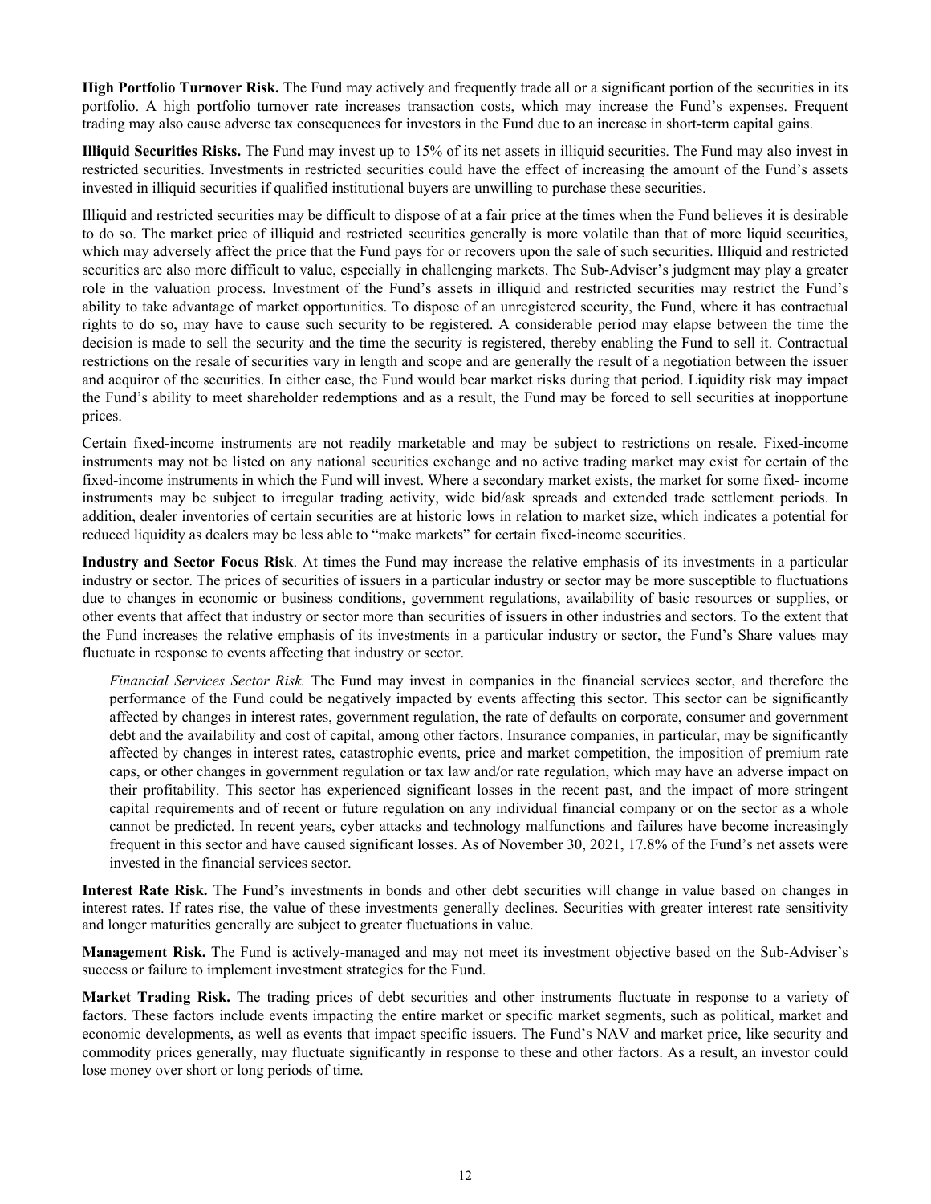**High Portfolio Turnover Risk.** The Fund may actively and frequently trade all or a significant portion of the securities in its portfolio. A high portfolio turnover rate increases transaction costs, which may increase the Fund's expenses. Frequent trading may also cause adverse tax consequences for investors in the Fund due to an increase in short-term capital gains.

**Illiquid Securities Risks.** The Fund may invest up to 15% of its net assets in illiquid securities. The Fund may also invest in restricted securities. Investments in restricted securities could have the effect of increasing the amount of the Fund's assets invested in illiquid securities if qualified institutional buyers are unwilling to purchase these securities.

Illiquid and restricted securities may be difficult to dispose of at a fair price at the times when the Fund believes it is desirable to do so. The market price of illiquid and restricted securities generally is more volatile than that of more liquid securities, which may adversely affect the price that the Fund pays for or recovers upon the sale of such securities. Illiquid and restricted securities are also more difficult to value, especially in challenging markets. The Sub-Adviser's judgment may play a greater role in the valuation process. Investment of the Fund's assets in illiquid and restricted securities may restrict the Fund's ability to take advantage of market opportunities. To dispose of an unregistered security, the Fund, where it has contractual rights to do so, may have to cause such security to be registered. A considerable period may elapse between the time the decision is made to sell the security and the time the security is registered, thereby enabling the Fund to sell it. Contractual restrictions on the resale of securities vary in length and scope and are generally the result of a negotiation between the issuer and acquiror of the securities. In either case, the Fund would bear market risks during that period. Liquidity risk may impact the Fund's ability to meet shareholder redemptions and as a result, the Fund may be forced to sell securities at inopportune prices.

Certain fixed-income instruments are not readily marketable and may be subject to restrictions on resale. Fixed-income instruments may not be listed on any national securities exchange and no active trading market may exist for certain of the fixed-income instruments in which the Fund will invest. Where a secondary market exists, the market for some fixed- income instruments may be subject to irregular trading activity, wide bid/ask spreads and extended trade settlement periods. In addition, dealer inventories of certain securities are at historic lows in relation to market size, which indicates a potential for reduced liquidity as dealers may be less able to "make markets" for certain fixed-income securities.

**Industry and Sector Focus Risk**. At times the Fund may increase the relative emphasis of its investments in a particular industry or sector. The prices of securities of issuers in a particular industry or sector may be more susceptible to fluctuations due to changes in economic or business conditions, government regulations, availability of basic resources or supplies, or other events that affect that industry or sector more than securities of issuers in other industries and sectors. To the extent that the Fund increases the relative emphasis of its investments in a particular industry or sector, the Fund's Share values may fluctuate in response to events affecting that industry or sector.

*Financial Services Sector Risk.* The Fund may invest in companies in the financial services sector, and therefore the performance of the Fund could be negatively impacted by events affecting this sector. This sector can be significantly affected by changes in interest rates, government regulation, the rate of defaults on corporate, consumer and government debt and the availability and cost of capital, among other factors. Insurance companies, in particular, may be significantly affected by changes in interest rates, catastrophic events, price and market competition, the imposition of premium rate caps, or other changes in government regulation or tax law and/or rate regulation, which may have an adverse impact on their profitability. This sector has experienced significant losses in the recent past, and the impact of more stringent capital requirements and of recent or future regulation on any individual financial company or on the sector as a whole cannot be predicted. In recent years, cyber attacks and technology malfunctions and failures have become increasingly frequent in this sector and have caused significant losses. As of November 30, 2021, 17.8% of the Fund's net assets were invested in the financial services sector.

**Interest Rate Risk.** The Fund's investments in bonds and other debt securities will change in value based on changes in interest rates. If rates rise, the value of these investments generally declines. Securities with greater interest rate sensitivity and longer maturities generally are subject to greater fluctuations in value.

**Management Risk.** The Fund is actively-managed and may not meet its investment objective based on the Sub-Adviser's success or failure to implement investment strategies for the Fund.

**Market Trading Risk.** The trading prices of debt securities and other instruments fluctuate in response to a variety of factors. These factors include events impacting the entire market or specific market segments, such as political, market and economic developments, as well as events that impact specific issuers. The Fund's NAV and market price, like security and commodity prices generally, may fluctuate significantly in response to these and other factors. As a result, an investor could lose money over short or long periods of time.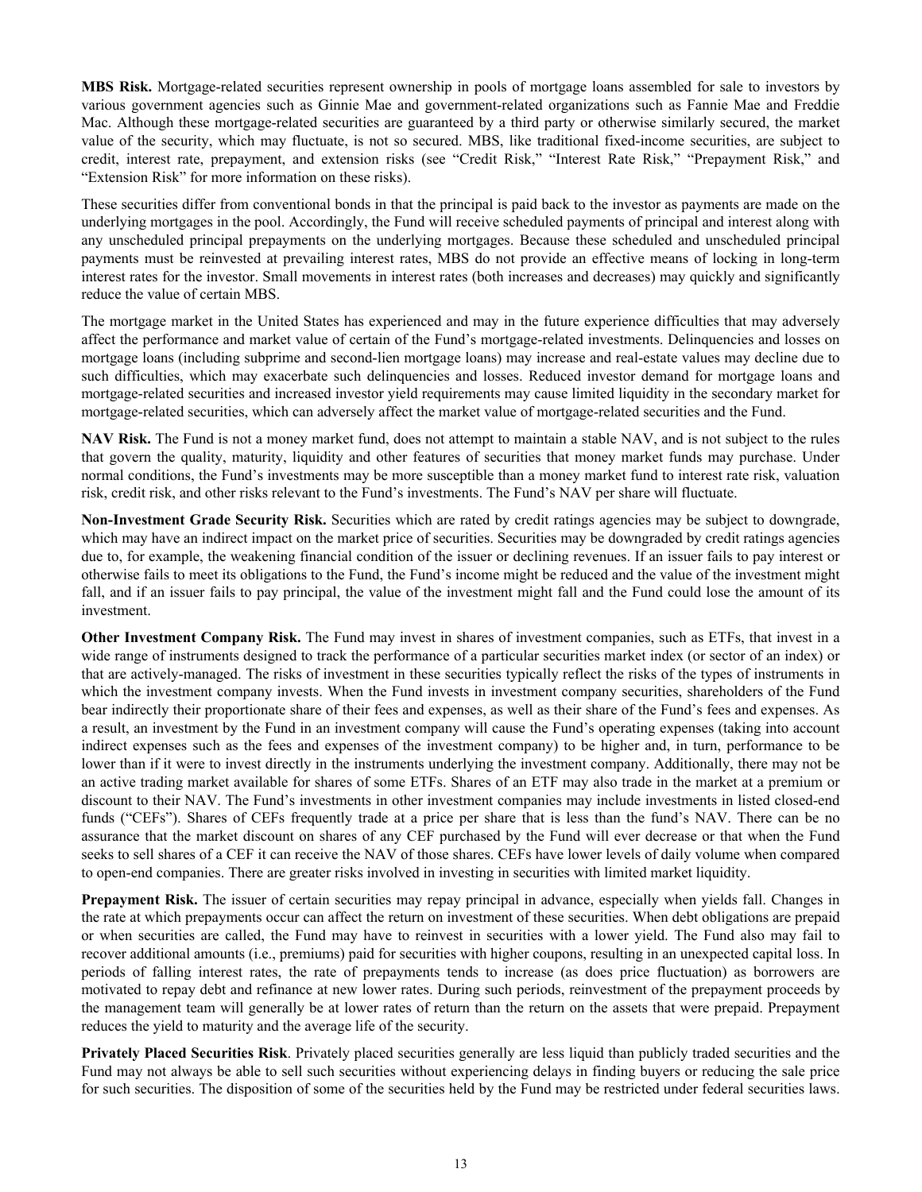**MBS Risk.** Mortgage-related securities represent ownership in pools of mortgage loans assembled for sale to investors by various government agencies such as Ginnie Mae and government-related organizations such as Fannie Mae and Freddie Mac. Although these mortgage-related securities are guaranteed by a third party or otherwise similarly secured, the market value of the security, which may fluctuate, is not so secured. MBS, like traditional fixed-income securities, are subject to credit, interest rate, prepayment, and extension risks (see "Credit Risk," "Interest Rate Risk," "Prepayment Risk," and "Extension Risk" for more information on these risks).

These securities differ from conventional bonds in that the principal is paid back to the investor as payments are made on the underlying mortgages in the pool. Accordingly, the Fund will receive scheduled payments of principal and interest along with any unscheduled principal prepayments on the underlying mortgages. Because these scheduled and unscheduled principal payments must be reinvested at prevailing interest rates, MBS do not provide an effective means of locking in long-term interest rates for the investor. Small movements in interest rates (both increases and decreases) may quickly and significantly reduce the value of certain MBS.

The mortgage market in the United States has experienced and may in the future experience difficulties that may adversely affect the performance and market value of certain of the Fund's mortgage-related investments. Delinquencies and losses on mortgage loans (including subprime and second-lien mortgage loans) may increase and real-estate values may decline due to such difficulties, which may exacerbate such delinquencies and losses. Reduced investor demand for mortgage loans and mortgage-related securities and increased investor yield requirements may cause limited liquidity in the secondary market for mortgage-related securities, which can adversely affect the market value of mortgage-related securities and the Fund.

**NAV Risk.** The Fund is not a money market fund, does not attempt to maintain a stable NAV, and is not subject to the rules that govern the quality, maturity, liquidity and other features of securities that money market funds may purchase. Under normal conditions, the Fund's investments may be more susceptible than a money market fund to interest rate risk, valuation risk, credit risk, and other risks relevant to the Fund's investments. The Fund's NAV per share will fluctuate.

**Non-Investment Grade Security Risk.** Securities which are rated by credit ratings agencies may be subject to downgrade, which may have an indirect impact on the market price of securities. Securities may be downgraded by credit ratings agencies due to, for example, the weakening financial condition of the issuer or declining revenues. If an issuer fails to pay interest or otherwise fails to meet its obligations to the Fund, the Fund's income might be reduced and the value of the investment might fall, and if an issuer fails to pay principal, the value of the investment might fall and the Fund could lose the amount of its investment.

**Other Investment Company Risk.** The Fund may invest in shares of investment companies, such as ETFs, that invest in a wide range of instruments designed to track the performance of a particular securities market index (or sector of an index) or that are actively-managed. The risks of investment in these securities typically reflect the risks of the types of instruments in which the investment company invests. When the Fund invests in investment company securities, shareholders of the Fund bear indirectly their proportionate share of their fees and expenses, as well as their share of the Fund's fees and expenses. As a result, an investment by the Fund in an investment company will cause the Fund's operating expenses (taking into account indirect expenses such as the fees and expenses of the investment company) to be higher and, in turn, performance to be lower than if it were to invest directly in the instruments underlying the investment company. Additionally, there may not be an active trading market available for shares of some ETFs. Shares of an ETF may also trade in the market at a premium or discount to their NAV. The Fund's investments in other investment companies may include investments in listed closed-end funds ("CEFs"). Shares of CEFs frequently trade at a price per share that is less than the fund's NAV. There can be no assurance that the market discount on shares of any CEF purchased by the Fund will ever decrease or that when the Fund seeks to sell shares of a CEF it can receive the NAV of those shares. CEFs have lower levels of daily volume when compared to open-end companies. There are greater risks involved in investing in securities with limited market liquidity.

**Prepayment Risk.** The issuer of certain securities may repay principal in advance, especially when yields fall. Changes in the rate at which prepayments occur can affect the return on investment of these securities. When debt obligations are prepaid or when securities are called, the Fund may have to reinvest in securities with a lower yield. The Fund also may fail to recover additional amounts (i.e., premiums) paid for securities with higher coupons, resulting in an unexpected capital loss. In periods of falling interest rates, the rate of prepayments tends to increase (as does price fluctuation) as borrowers are motivated to repay debt and refinance at new lower rates. During such periods, reinvestment of the prepayment proceeds by the management team will generally be at lower rates of return than the return on the assets that were prepaid. Prepayment reduces the yield to maturity and the average life of the security.

**Privately Placed Securities Risk**. Privately placed securities generally are less liquid than publicly traded securities and the Fund may not always be able to sell such securities without experiencing delays in finding buyers or reducing the sale price for such securities. The disposition of some of the securities held by the Fund may be restricted under federal securities laws.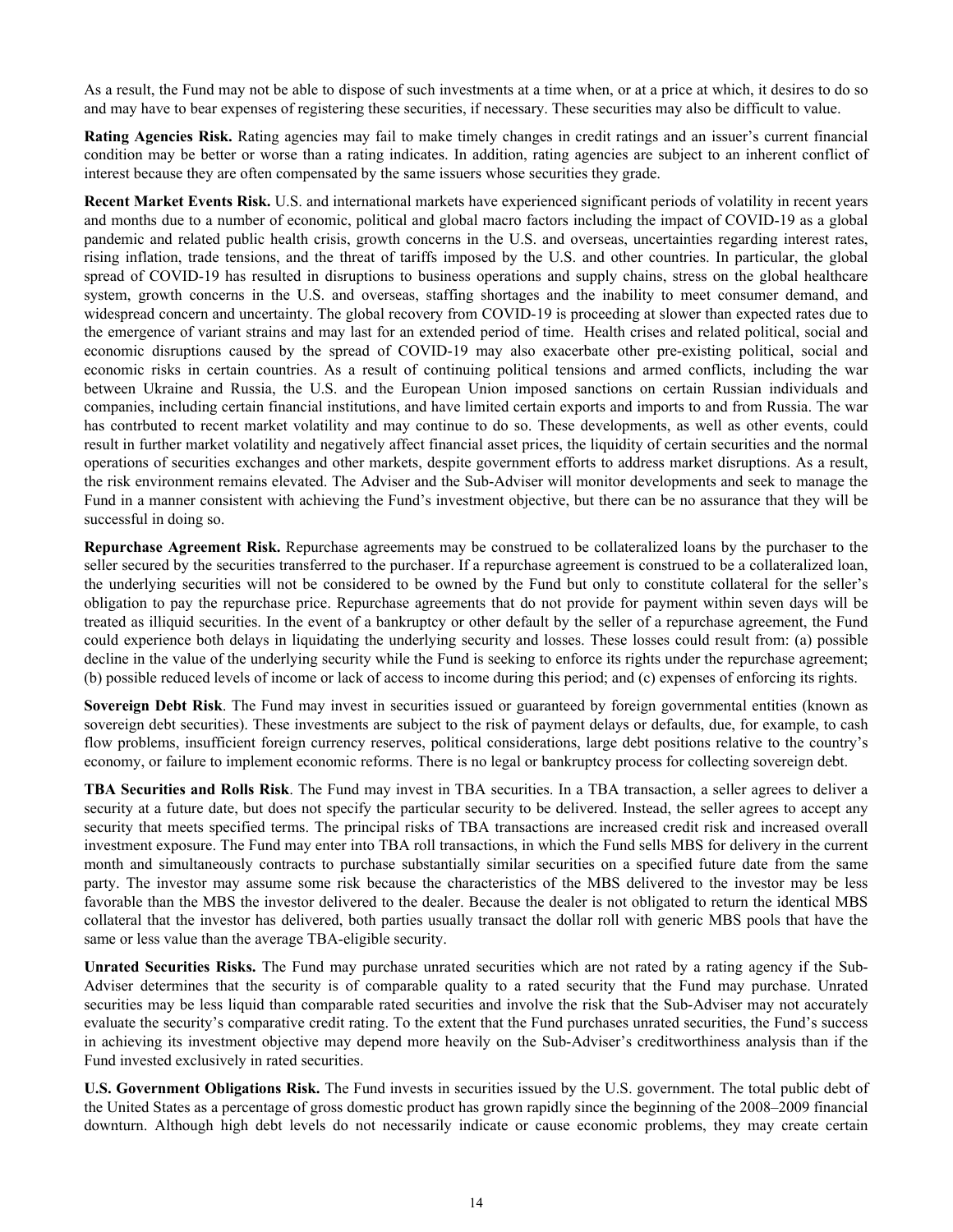As a result, the Fund may not be able to dispose of such investments at a time when, or at a price at which, it desires to do so and may have to bear expenses of registering these securities, if necessary. These securities may also be difficult to value.

**Rating Agencies Risk.** Rating agencies may fail to make timely changes in credit ratings and an issuer's current financial condition may be better or worse than a rating indicates. In addition, rating agencies are subject to an inherent conflict of interest because they are often compensated by the same issuers whose securities they grade.

**Recent Market Events Risk.** U.S. and international markets have experienced significant periods of volatility in recent years and months due to a number of economic, political and global macro factors including the impact of COVID-19 as a global pandemic and related public health crisis, growth concerns in the U.S. and overseas, uncertainties regarding interest rates, rising inflation, trade tensions, and the threat of tariffs imposed by the U.S. and other countries. In particular, the global spread of COVID-19 has resulted in disruptions to business operations and supply chains, stress on the global healthcare system, growth concerns in the U.S. and overseas, staffing shortages and the inability to meet consumer demand, and widespread concern and uncertainty. The global recovery from COVID-19 is proceeding at slower than expected rates due to the emergence of variant strains and may last for an extended period of time. Health crises and related political, social and economic disruptions caused by the spread of COVID-19 may also exacerbate other pre-existing political, social and economic risks in certain countries. As a result of continuing political tensions and armed conflicts, including the war between Ukraine and Russia, the U.S. and the European Union imposed sanctions on certain Russian individuals and companies, including certain financial institutions, and have limited certain exports and imports to and from Russia. The war has contrbuted to recent market volatility and may continue to do so. These developments, as well as other events, could result in further market volatility and negatively affect financial asset prices, the liquidity of certain securities and the normal operations of securities exchanges and other markets, despite government efforts to address market disruptions. As a result, the risk environment remains elevated. The Adviser and the Sub-Adviser will monitor developments and seek to manage the Fund in a manner consistent with achieving the Fund's investment objective, but there can be no assurance that they will be successful in doing so.

**Repurchase Agreement Risk.** Repurchase agreements may be construed to be collateralized loans by the purchaser to the seller secured by the securities transferred to the purchaser. If a repurchase agreement is construed to be a collateralized loan, the underlying securities will not be considered to be owned by the Fund but only to constitute collateral for the seller's obligation to pay the repurchase price. Repurchase agreements that do not provide for payment within seven days will be treated as illiquid securities. In the event of a bankruptcy or other default by the seller of a repurchase agreement, the Fund could experience both delays in liquidating the underlying security and losses. These losses could result from: (a) possible decline in the value of the underlying security while the Fund is seeking to enforce its rights under the repurchase agreement; (b) possible reduced levels of income or lack of access to income during this period; and (c) expenses of enforcing its rights.

**Sovereign Debt Risk**. The Fund may invest in securities issued or guaranteed by foreign governmental entities (known as sovereign debt securities). These investments are subject to the risk of payment delays or defaults, due, for example, to cash flow problems, insufficient foreign currency reserves, political considerations, large debt positions relative to the country's economy, or failure to implement economic reforms. There is no legal or bankruptcy process for collecting sovereign debt.

**TBA Securities and Rolls Risk**. The Fund may invest in TBA securities. In a TBA transaction, a seller agrees to deliver a security at a future date, but does not specify the particular security to be delivered. Instead, the seller agrees to accept any security that meets specified terms. The principal risks of TBA transactions are increased credit risk and increased overall investment exposure. The Fund may enter into TBA roll transactions, in which the Fund sells MBS for delivery in the current month and simultaneously contracts to purchase substantially similar securities on a specified future date from the same party. The investor may assume some risk because the characteristics of the MBS delivered to the investor may be less favorable than the MBS the investor delivered to the dealer. Because the dealer is not obligated to return the identical MBS collateral that the investor has delivered, both parties usually transact the dollar roll with generic MBS pools that have the same or less value than the average TBA-eligible security.

**Unrated Securities Risks.** The Fund may purchase unrated securities which are not rated by a rating agency if the Sub-Adviser determines that the security is of comparable quality to a rated security that the Fund may purchase. Unrated securities may be less liquid than comparable rated securities and involve the risk that the Sub-Adviser may not accurately evaluate the security's comparative credit rating. To the extent that the Fund purchases unrated securities, the Fund's success in achieving its investment objective may depend more heavily on the Sub-Adviser's creditworthiness analysis than if the Fund invested exclusively in rated securities.

**U.S. Government Obligations Risk.** The Fund invests in securities issued by the U.S. government. The total public debt of the United States as a percentage of gross domestic product has grown rapidly since the beginning of the 2008–2009 financial downturn. Although high debt levels do not necessarily indicate or cause economic problems, they may create certain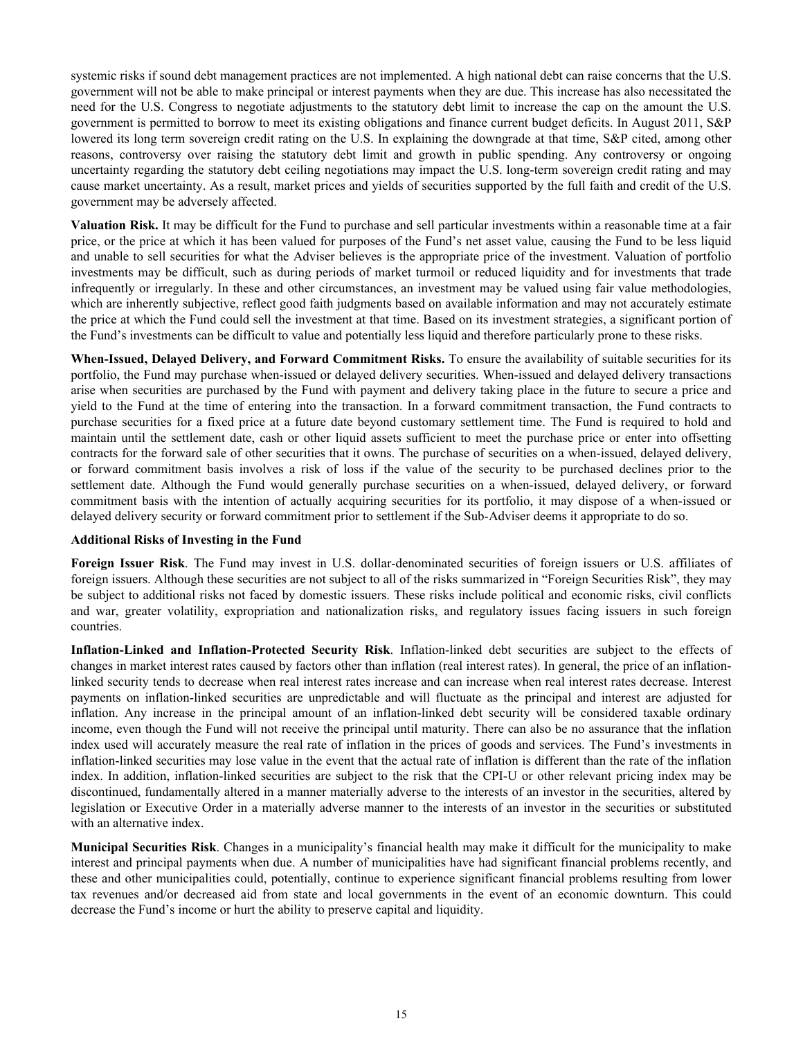systemic risks if sound debt management practices are not implemented. A high national debt can raise concerns that the U.S. government will not be able to make principal or interest payments when they are due. This increase has also necessitated the need for the U.S. Congress to negotiate adjustments to the statutory debt limit to increase the cap on the amount the U.S. government is permitted to borrow to meet its existing obligations and finance current budget deficits. In August 2011, S&P lowered its long term sovereign credit rating on the U.S. In explaining the downgrade at that time, S&P cited, among other reasons, controversy over raising the statutory debt limit and growth in public spending. Any controversy or ongoing uncertainty regarding the statutory debt ceiling negotiations may impact the U.S. long-term sovereign credit rating and may cause market uncertainty. As a result, market prices and yields of securities supported by the full faith and credit of the U.S. government may be adversely affected.

**Valuation Risk.** It may be difficult for the Fund to purchase and sell particular investments within a reasonable time at a fair price, or the price at which it has been valued for purposes of the Fund's net asset value, causing the Fund to be less liquid and unable to sell securities for what the Adviser believes is the appropriate price of the investment. Valuation of portfolio investments may be difficult, such as during periods of market turmoil or reduced liquidity and for investments that trade infrequently or irregularly. In these and other circumstances, an investment may be valued using fair value methodologies, which are inherently subjective, reflect good faith judgments based on available information and may not accurately estimate the price at which the Fund could sell the investment at that time. Based on its investment strategies, a significant portion of the Fund's investments can be difficult to value and potentially less liquid and therefore particularly prone to these risks.

**When-Issued, Delayed Delivery, and Forward Commitment Risks.** To ensure the availability of suitable securities for its portfolio, the Fund may purchase when-issued or delayed delivery securities. When-issued and delayed delivery transactions arise when securities are purchased by the Fund with payment and delivery taking place in the future to secure a price and yield to the Fund at the time of entering into the transaction. In a forward commitment transaction, the Fund contracts to purchase securities for a fixed price at a future date beyond customary settlement time. The Fund is required to hold and maintain until the settlement date, cash or other liquid assets sufficient to meet the purchase price or enter into offsetting contracts for the forward sale of other securities that it owns. The purchase of securities on a when-issued, delayed delivery, or forward commitment basis involves a risk of loss if the value of the security to be purchased declines prior to the settlement date. Although the Fund would generally purchase securities on a when-issued, delayed delivery, or forward commitment basis with the intention of actually acquiring securities for its portfolio, it may dispose of a when-issued or delayed delivery security or forward commitment prior to settlement if the Sub-Adviser deems it appropriate to do so.

**Additional Risks of Investing in the Fund**

**Foreign Issuer Risk**. The Fund may invest in U.S. dollar-denominated securities of foreign issuers or U.S. affiliates of foreign issuers. Although these securities are not subject to all of the risks summarized in "Foreign Securities Risk", they may be subject to additional risks not faced by domestic issuers. These risks include political and economic risks, civil conflicts and war, greater volatility, expropriation and nationalization risks, and regulatory issues facing issuers in such foreign countries.

**Inflation-Linked and Inflation-Protected Security Risk**. Inflation-linked debt securities are subject to the effects of changes in market interest rates caused by factors other than inflation (real interest rates). In general, the price of an inflation-linked security tends to decrease when real interest rates increase and can increase when real interest rates decrease. Interest payments on inflation-linked securities are unpredictable and will fluctuate as the principal and interest are adjusted for inflation. Any increase in the principal amount of an inflation-linked debt security will be considered taxable ordinary income, even though the Fund will not receive the principal until maturity. There can also be no assurance that the inflation index used will accurately measure the real rate of inflation in the prices of goods and services. The Fund's investments in inflation-linked securities may lose value in the event that the actual rate of inflation is different than the rate of the inflation index. In addition, inflation-linked securities are subject to the risk that the CPI-U or other relevant pricing index may be discontinued, fundamentally altered in a manner materially adverse to the interests of an investor in the securities, altered by legislation or Executive Order in a materially adverse manner to the interests of an investor in the securities or substituted with an alternative index.

**Municipal Securities Risk**. Changes in a municipality's financial health may make it difficult for the municipality to make interest and principal payments when due. A number of municipalities have had significant financial problems recently, and these and other municipalities could, potentially, continue to experience significant financial problems resulting from lower tax revenues and/or decreased aid from state and local governments in the event of an economic downturn. This could decrease the Fund's income or hurt the ability to preserve capital and liquidity.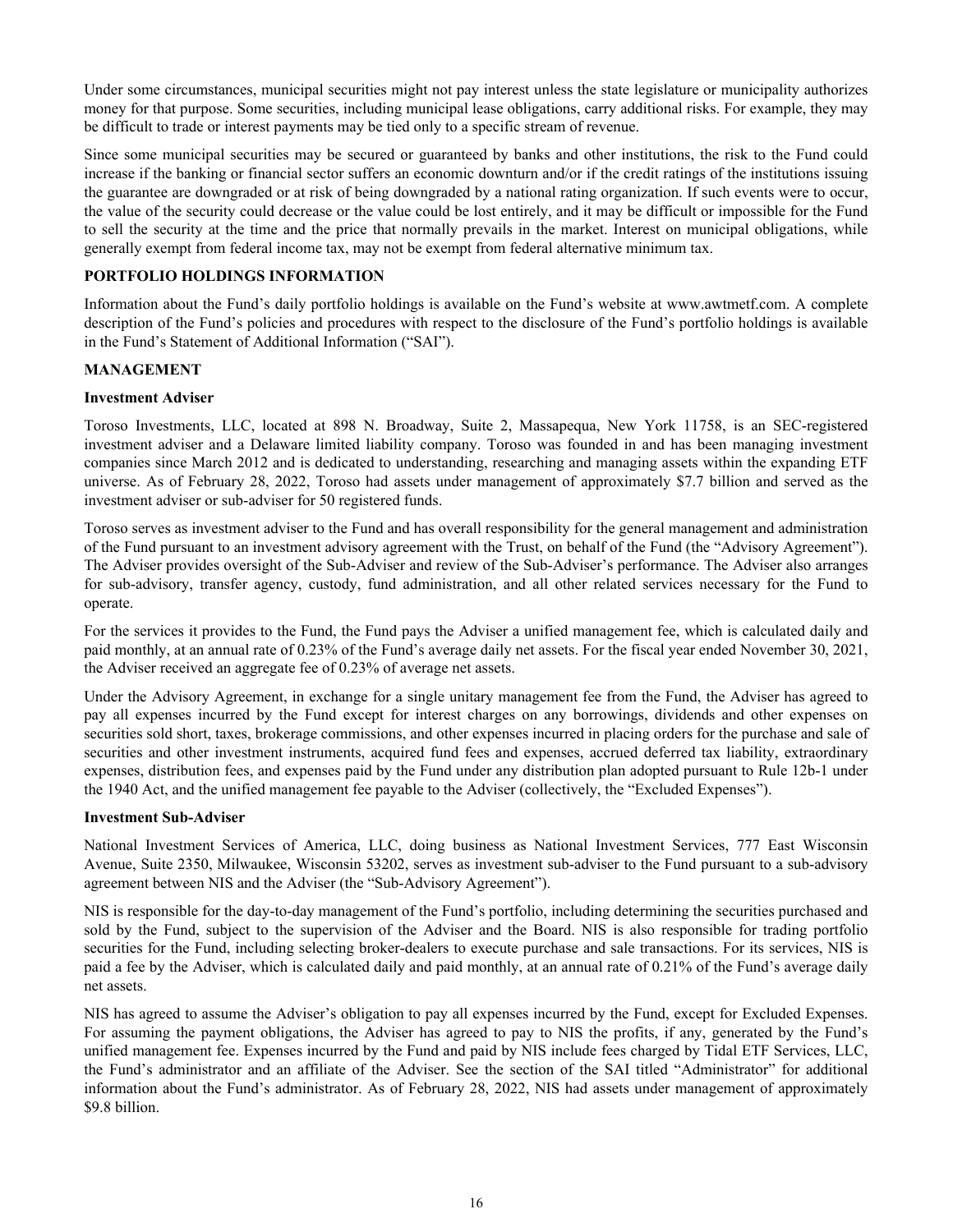Under some circumstances, municipal securities might not pay interest unless the state legislature or municipality authorizes money for that purpose. Some securities, including municipal lease obligations, carry additional risks. For example, they may be difficult to trade or interest payments may be tied only to a specific stream of revenue.

Since some municipal securities may be secured or guaranteed by banks and other institutions, the risk to the Fund could increase if the banking or financial sector suffers an economic downturn and/or if the credit ratings of the institutions issuing the guarantee are downgraded or at risk of being downgraded by a national rating organization. If such events were to occur, the value of the security could decrease or the value could be lost entirely, and it may be difficult or impossible for the Fund to sell the security at the time and the price that normally prevails in the market. Interest on municipal obligations, while generally exempt from federal income tax, may not be exempt from federal alternative minimum tax.

## PORTFOLIO HOLDINGS INFORMATION

Information about the Fund's daily portfolio holdings is available on the Fund's website at www.awtmetf.com. A complete description of the Fund's policies and procedures with respect to the disclosure of the Fund's portfolio holdings is available in the Fund's Statement of Additional Information ("SAI").

## MANAGEMENT

### Investment Adviser

Toroso Investments, LLC, located at 898 N. Broadway, Suite 2, Massapequa, New York 11758, is an SEC-registered investment adviser and a Delaware limited liability company. Toroso was founded in and has been managing investment companies since March 2012 and is dedicated to understanding, researching and managing assets within the expanding ETF universe. As of February 28, 2022, Toroso had assets under management of approximately $7.7 billion and served as the investment adviser or sub-adviser for 50 registered funds.

Toroso serves as investment adviser to the Fund and has overall responsibility for the general management and administration of the Fund pursuant to an investment advisory agreement with the Trust, on behalf of the Fund (the "Advisory Agreement"). The Adviser provides oversight of the Sub-Adviser and review of the Sub-Adviser's performance. The Adviser also arranges for sub-advisory, transfer agency, custody, fund administration, and all other related services necessary for the Fund to operate.

For the services it provides to the Fund, the Fund pays the Adviser a unified management fee, which is calculated daily and paid monthly, at an annual rate of 0.23% of the Fund's average daily net assets. For the fiscal year ended November 30, 2021, the Adviser received an aggregate fee of 0.23% of average net assets.

Under the Advisory Agreement, in exchange for a single unitary management fee from the Fund, the Adviser has agreed to pay all expenses incurred by the Fund except for interest charges on any borrowings, dividends and other expenses on securities sold short, taxes, brokerage commissions, and other expenses incurred in placing orders for the purchase and sale of securities and other investment instruments, acquired fund fees and expenses, accrued deferred tax liability, extraordinary expenses, distribution fees, and expenses paid by the Fund under any distribution plan adopted pursuant to Rule 12b-1 under the 1940 Act, and the unified management fee payable to the Adviser (collectively, the "Excluded Expenses").

### Investment Sub-Adviser

National Investment Services of America, LLC, doing business as National Investment Services, 777 East Wisconsin Avenue, Suite 2350, Milwaukee, Wisconsin 53202, serves as investment sub-adviser to the Fund pursuant to a sub-advisory agreement between NIS and the Adviser (the "Sub-Advisory Agreement").

NIS is responsible for the day-to-day management of the Fund's portfolio, including determining the securities purchased and sold by the Fund, subject to the supervision of the Adviser and the Board. NIS is also responsible for trading portfolio securities for the Fund, including selecting broker-dealers to execute purchase and sale transactions. For its services, NIS is paid a fee by the Adviser, which is calculated daily and paid monthly, at an annual rate of 0.21% of the Fund's average daily net assets.

NIS has agreed to assume the Adviser's obligation to pay all expenses incurred by the Fund, except for Excluded Expenses. For assuming the payment obligations, the Adviser has agreed to pay to NIS the profits, if any, generated by the Fund's unified management fee. Expenses incurred by the Fund and paid by NIS include fees charged by Tidal ETF Services, LLC, the Fund's administrator and an affiliate of the Adviser. See the section of the SAI titled "Administrator" for additional information about the Fund's administrator. As of February 28, 2022, NIS had assets under management of approximately $9.8 billion.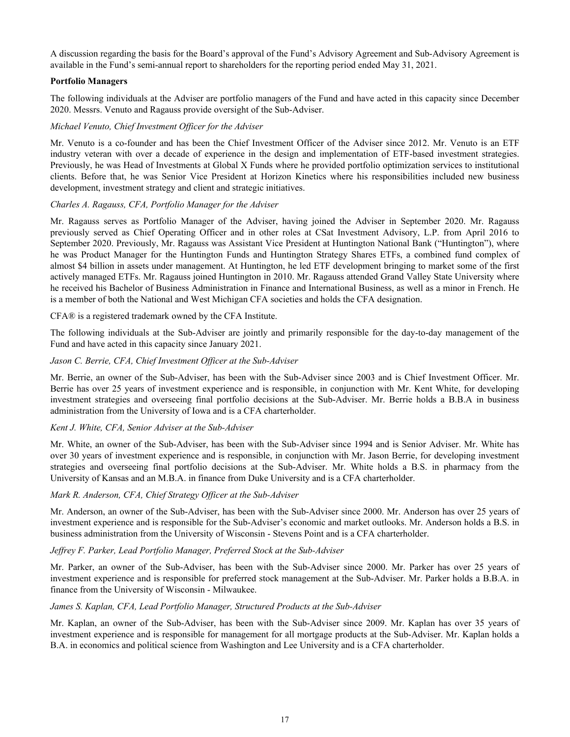A discussion regarding the basis for the Board's approval of the Fund's Advisory Agreement and Sub-Advisory Agreement is available in the Fund's semi-annual report to shareholders for the reporting period ended May 31, 2021.

**Portfolio Managers**

The following individuals at the Adviser are portfolio managers of the Fund and have acted in this capacity since December 2020. Messrs. Venuto and Ragauss provide oversight of the Sub-Adviser.

*Michael Venuto, Chief Investment Officer for the Adviser*

Mr. Venuto is a co-founder and has been the Chief Investment Officer of the Adviser since 2012. Mr. Venuto is an ETF industry veteran with over a decade of experience in the design and implementation of ETF-based investment strategies. Previously, he was Head of Investments at Global X Funds where he provided portfolio optimization services to institutional clients. Before that, he was Senior Vice President at Horizon Kinetics where his responsibilities included new business development, investment strategy and client and strategic initiatives.

*Charles A. Ragauss, CFA, Portfolio Manager for the Adviser*

Mr. Ragauss serves as Portfolio Manager of the Adviser, having joined the Adviser in September 2020. Mr. Ragauss previously served as Chief Operating Officer and in other roles at CSat Investment Advisory, L.P. from April 2016 to September 2020. Previously, Mr. Ragauss was Assistant Vice President at Huntington National Bank ("Huntington"), where he was Product Manager for the Huntington Funds and Huntington Strategy Shares ETFs, a combined fund complex of almost $4 billion in assets under management. At Huntington, he led ETF development bringing to market some of the first actively managed ETFs. Mr. Ragauss joined Huntington in 2010. Mr. Ragauss attended Grand Valley State University where he received his Bachelor of Business Administration in Finance and International Business, as well as a minor in French. He is a member of both the National and West Michigan CFA societies and holds the CFA designation.

CFA® is a registered trademark owned by the CFA Institute.

The following individuals at the Sub-Adviser are jointly and primarily responsible for the day-to-day management of the Fund and have acted in this capacity since January 2021.

*Jason C. Berrie, CFA, Chief Investment Officer at the Sub-Adviser*

Mr. Berrie, an owner of the Sub-Adviser, has been with the Sub-Adviser since 2003 and is Chief Investment Officer. Mr. Berrie has over 25 years of investment experience and is responsible, in conjunction with Mr. Kent White, for developing investment strategies and overseeing final portfolio decisions at the Sub-Adviser. Mr. Berrie holds a B.B.A in business administration from the University of Iowa and is a CFA charterholder.

*Kent J. White, CFA, Senior Adviser at the Sub-Adviser*

Mr. White, an owner of the Sub-Adviser, has been with the Sub-Adviser since 1994 and is Senior Adviser. Mr. White has over 30 years of investment experience and is responsible, in conjunction with Mr. Jason Berrie, for developing investment strategies and overseeing final portfolio decisions at the Sub-Adviser. Mr. White holds a B.S. in pharmacy from the University of Kansas and an M.B.A. in finance from Duke University and is a CFA charterholder.

*Mark R. Anderson, CFA, Chief Strategy Officer at the Sub-Adviser*

Mr. Anderson, an owner of the Sub-Adviser, has been with the Sub-Adviser since 2000. Mr. Anderson has over 25 years of investment experience and is responsible for the Sub-Adviser's economic and market outlooks. Mr. Anderson holds a B.S. in business administration from the University of Wisconsin - Stevens Point and is a CFA charterholder.

*Jeffrey F. Parker, Lead Portfolio Manager, Preferred Stock at the Sub-Adviser*

Mr. Parker, an owner of the Sub-Adviser, has been with the Sub-Adviser since 2000. Mr. Parker has over 25 years of investment experience and is responsible for preferred stock management at the Sub-Adviser. Mr. Parker holds a B.B.A. in finance from the University of Wisconsin - Milwaukee.

*James S. Kaplan, CFA, Lead Portfolio Manager, Structured Products at the Sub-Adviser*

Mr. Kaplan, an owner of the Sub-Adviser, has been with the Sub-Adviser since 2009. Mr. Kaplan has over 35 years of investment experience and is responsible for management for all mortgage products at the Sub-Adviser. Mr. Kaplan holds a B.A. in economics and political science from Washington and Lee University and is a CFA charterholder.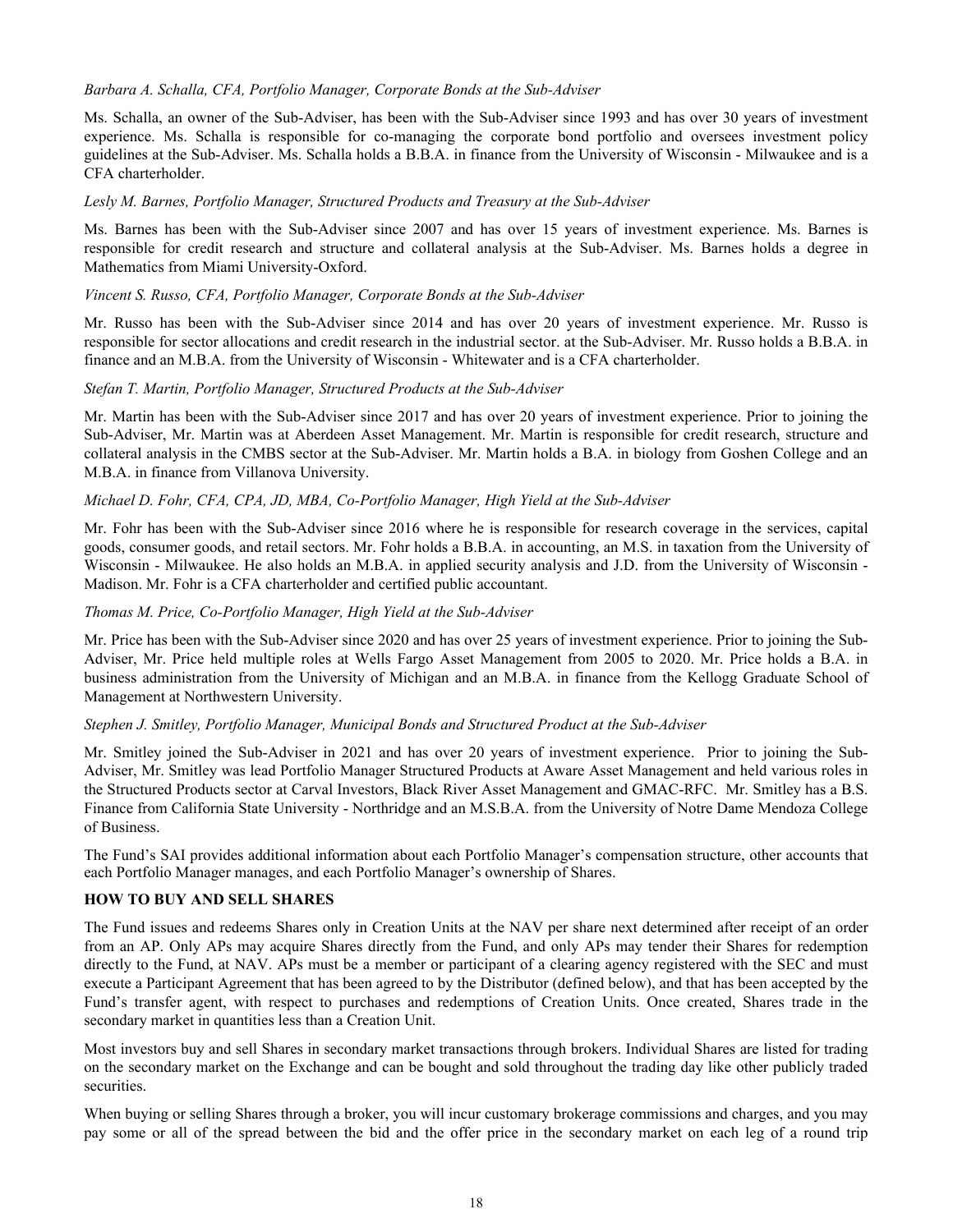*Barbara A. Schalla, CFA, Portfolio Manager, Corporate Bonds at the Sub-Adviser*

Ms. Schalla, an owner of the Sub-Adviser, has been with the Sub-Adviser since 1993 and has over 30 years of investment experience. Ms. Schalla is responsible for co-managing the corporate bond portfolio and oversees investment policy guidelines at the Sub-Adviser. Ms. Schalla holds a B.B.A. in finance from the University of Wisconsin - Milwaukee and is a CFA charterholder.

*Lesly M. Barnes, Portfolio Manager, Structured Products and Treasury at the Sub-Adviser*

Ms. Barnes has been with the Sub-Adviser since 2007 and has over 15 years of investment experience. Ms. Barnes is responsible for credit research and structure and collateral analysis at the Sub-Adviser. Ms. Barnes holds a degree in Mathematics from Miami University-Oxford.

*Vincent S. Russo, CFA, Portfolio Manager, Corporate Bonds at the Sub-Adviser*

Mr. Russo has been with the Sub-Adviser since 2014 and has over 20 years of investment experience. Mr. Russo is responsible for sector allocations and credit research in the industrial sector. at the Sub-Adviser. Mr. Russo holds a B.B.A. in finance and an M.B.A. from the University of Wisconsin - Whitewater and is a CFA charterholder.

*Stefan T. Martin, Portfolio Manager, Structured Products at the Sub-Adviser*

Mr. Martin has been with the Sub-Adviser since 2017 and has over 20 years of investment experience. Prior to joining the Sub-Adviser, Mr. Martin was at Aberdeen Asset Management. Mr. Martin is responsible for credit research, structure and collateral analysis in the CMBS sector at the Sub-Adviser. Mr. Martin holds a B.A. in biology from Goshen College and an M.B.A. in finance from Villanova University.

*Michael D. Fohr, CFA, CPA, JD, MBA, Co-Portfolio Manager, High Yield at the Sub-Adviser*

Mr. Fohr has been with the Sub-Adviser since 2016 where he is responsible for research coverage in the services, capital goods, consumer goods, and retail sectors. Mr. Fohr holds a B.B.A. in accounting, an M.S. in taxation from the University of Wisconsin - Milwaukee. He also holds an M.B.A. in applied security analysis and J.D. from the University of Wisconsin - Madison. Mr. Fohr is a CFA charterholder and certified public accountant.

*Thomas M. Price, Co-Portfolio Manager, High Yield at the Sub-Adviser*

Mr. Price has been with the Sub-Adviser since 2020 and has over 25 years of investment experience. Prior to joining the Sub-Adviser, Mr. Price held multiple roles at Wells Fargo Asset Management from 2005 to 2020. Mr. Price holds a B.A. in business administration from the University of Michigan and an M.B.A. in finance from the Kellogg Graduate School of Management at Northwestern University.

*Stephen J. Smitley, Portfolio Manager, Municipal Bonds and Structured Product at the Sub-Adviser*

Mr. Smitley joined the Sub-Adviser in 2021 and has over 20 years of investment experience. Prior to joining the Sub-Adviser, Mr. Smitley was lead Portfolio Manager Structured Products at Aware Asset Management and held various roles in the Structured Products sector at Carval Investors, Black River Asset Management and GMAC-RFC. Mr. Smitley has a B.S. Finance from California State University - Northridge and an M.S.B.A. from the University of Notre Dame Mendoza College of Business.

The Fund's SAI provides additional information about each Portfolio Manager's compensation structure, other accounts that each Portfolio Manager manages, and each Portfolio Manager's ownership of Shares.

## HOW TO BUY AND SELL SHARES

The Fund issues and redeems Shares only in Creation Units at the NAV per share next determined after receipt of an order from an AP. Only APs may acquire Shares directly from the Fund, and only APs may tender their Shares for redemption directly to the Fund, at NAV. APs must be a member or participant of a clearing agency registered with the SEC and must execute a Participant Agreement that has been agreed to by the Distributor (defined below), and that has been accepted by the Fund's transfer agent, with respect to purchases and redemptions of Creation Units. Once created, Shares trade in the secondary market in quantities less than a Creation Unit.

Most investors buy and sell Shares in secondary market transactions through brokers. Individual Shares are listed for trading on the secondary market on the Exchange and can be bought and sold throughout the trading day like other publicly traded securities.

When buying or selling Shares through a broker, you will incur customary brokerage commissions and charges, and you may pay some or all of the spread between the bid and the offer price in the secondary market on each leg of a round trip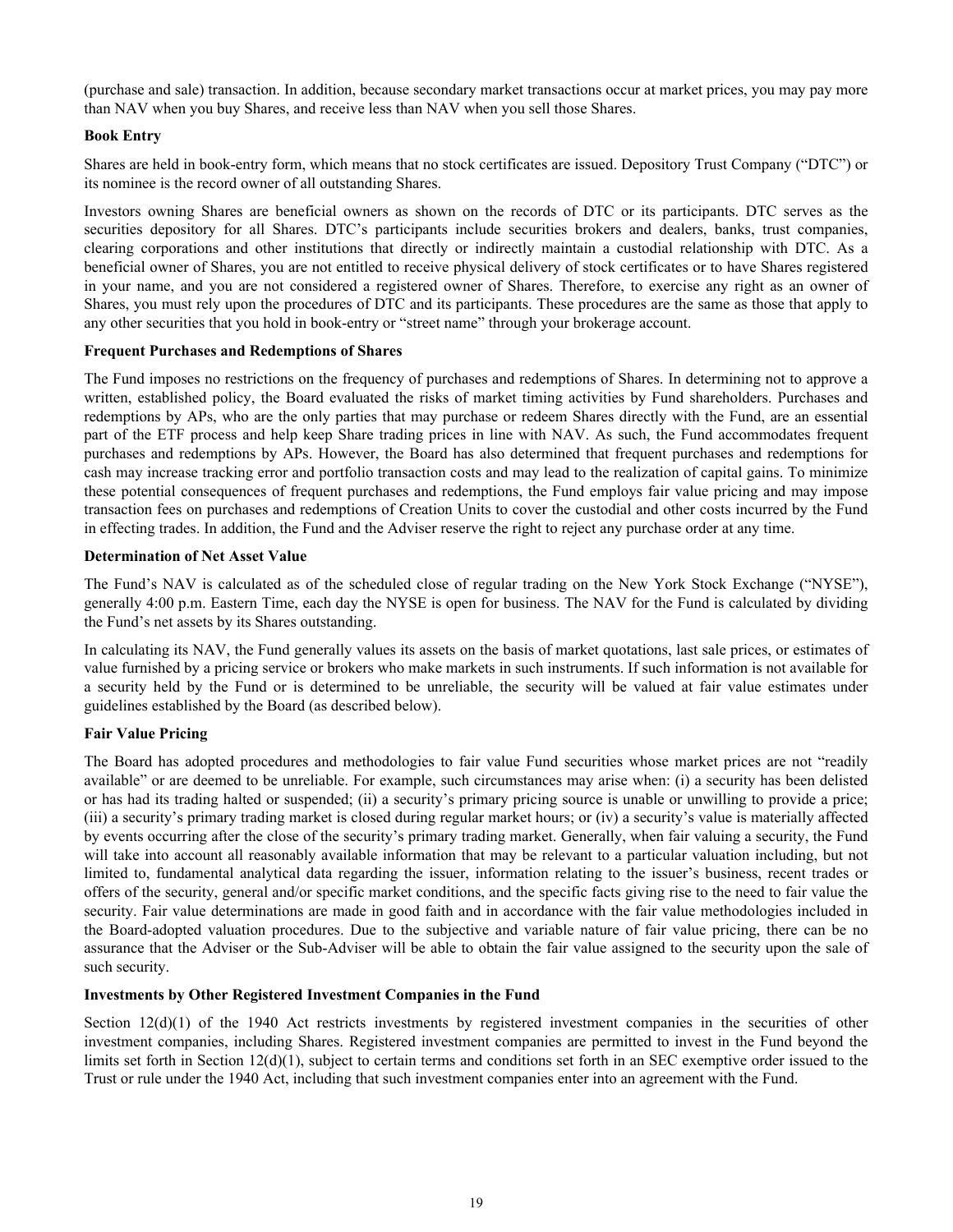(purchase and sale) transaction. In addition, because secondary market transactions occur at market prices, you may pay more than NAV when you buy Shares, and receive less than NAV when you sell those Shares.

**Book Entry**

Shares are held in book-entry form, which means that no stock certificates are issued. Depository Trust Company ("DTC") or its nominee is the record owner of all outstanding Shares.

Investors owning Shares are beneficial owners as shown on the records of DTC or its participants. DTC serves as the securities depository for all Shares. DTC's participants include securities brokers and dealers, banks, trust companies, clearing corporations and other institutions that directly or indirectly maintain a custodial relationship with DTC. As a beneficial owner of Shares, you are not entitled to receive physical delivery of stock certificates or to have Shares registered in your name, and you are not considered a registered owner of Shares. Therefore, to exercise any right as an owner of Shares, you must rely upon the procedures of DTC and its participants. These procedures are the same as those that apply to any other securities that you hold in book-entry or "street name" through your brokerage account.

**Frequent Purchases and Redemptions of Shares**

The Fund imposes no restrictions on the frequency of purchases and redemptions of Shares. In determining not to approve a written, established policy, the Board evaluated the risks of market timing activities by Fund shareholders. Purchases and redemptions by APs, who are the only parties that may purchase or redeem Shares directly with the Fund, are an essential part of the ETF process and help keep Share trading prices in line with NAV. As such, the Fund accommodates frequent purchases and redemptions by APs. However, the Board has also determined that frequent purchases and redemptions for cash may increase tracking error and portfolio transaction costs and may lead to the realization of capital gains. To minimize these potential consequences of frequent purchases and redemptions, the Fund employs fair value pricing and may impose transaction fees on purchases and redemptions of Creation Units to cover the custodial and other costs incurred by the Fund in effecting trades. In addition, the Fund and the Adviser reserve the right to reject any purchase order at any time.

**Determination of Net Asset Value**

The Fund's NAV is calculated as of the scheduled close of regular trading on the New York Stock Exchange ("NYSE"), generally 4:00 p.m. Eastern Time, each day the NYSE is open for business. The NAV for the Fund is calculated by dividing the Fund's net assets by its Shares outstanding.

In calculating its NAV, the Fund generally values its assets on the basis of market quotations, last sale prices, or estimates of value furnished by a pricing service or brokers who make markets in such instruments. If such information is not available for a security held by the Fund or is determined to be unreliable, the security will be valued at fair value estimates under guidelines established by the Board (as described below).

**Fair Value Pricing**

The Board has adopted procedures and methodologies to fair value Fund securities whose market prices are not "readily available" or are deemed to be unreliable. For example, such circumstances may arise when: (i) a security has been delisted or has had its trading halted or suspended; (ii) a security's primary pricing source is unable or unwilling to provide a price; (iii) a security's primary trading market is closed during regular market hours; or (iv) a security's value is materially affected by events occurring after the close of the security's primary trading market. Generally, when fair valuing a security, the Fund will take into account all reasonably available information that may be relevant to a particular valuation including, but not limited to, fundamental analytical data regarding the issuer, information relating to the issuer's business, recent trades or offers of the security, general and/or specific market conditions, and the specific facts giving rise to the need to fair value the security. Fair value determinations are made in good faith and in accordance with the fair value methodologies included in the Board-adopted valuation procedures. Due to the subjective and variable nature of fair value pricing, there can be no assurance that the Adviser or the Sub-Adviser will be able to obtain the fair value assigned to the security upon the sale of such security.

**Investments by Other Registered Investment Companies in the Fund**

Section 12(d)(1) of the 1940 Act restricts investments by registered investment companies in the securities of other investment companies, including Shares. Registered investment companies are permitted to invest in the Fund beyond the limits set forth in Section 12(d)(1), subject to certain terms and conditions set forth in an SEC exemptive order issued to the Trust or rule under the 1940 Act, including that such investment companies enter into an agreement with the Fund.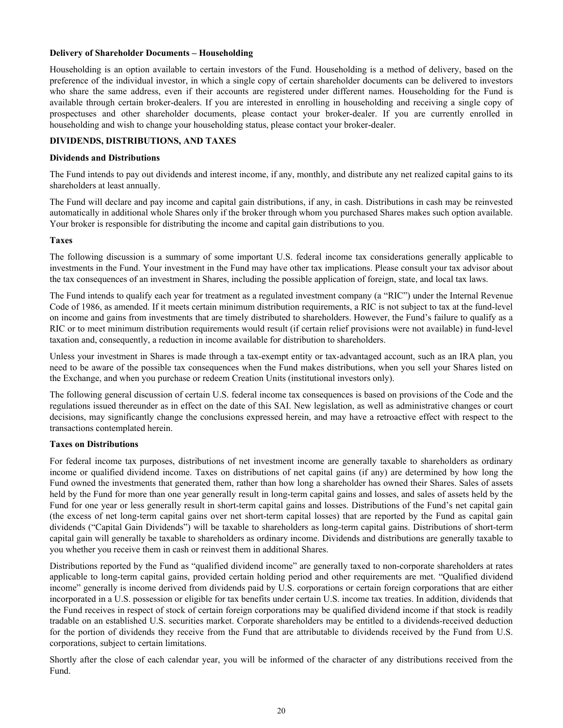**Delivery of Shareholder Documents – Householding**

Householding is an option available to certain investors of the Fund. Householding is a method of delivery, based on the preference of the individual investor, in which a single copy of certain shareholder documents can be delivered to investors who share the same address, even if their accounts are registered under different names. Householding for the Fund is available through certain broker-dealers. If you are interested in enrolling in householding and receiving a single copy of prospectuses and other shareholder documents, please contact your broker-dealer. If you are currently enrolled in householding and wish to change your householding status, please contact your broker-dealer.

## DIVIDENDS, DISTRIBUTIONS, AND TAXES

**Dividends and Distributions**

The Fund intends to pay out dividends and interest income, if any, monthly, and distribute any net realized capital gains to its shareholders at least annually.

The Fund will declare and pay income and capital gain distributions, if any, in cash. Distributions in cash may be reinvested automatically in additional whole Shares only if the broker through whom you purchased Shares makes such option available. Your broker is responsible for distributing the income and capital gain distributions to you.

**Taxes**

The following discussion is a summary of some important U.S. federal income tax considerations generally applicable to investments in the Fund. Your investment in the Fund may have other tax implications. Please consult your tax advisor about the tax consequences of an investment in Shares, including the possible application of foreign, state, and local tax laws.

The Fund intends to qualify each year for treatment as a regulated investment company (a "RIC") under the Internal Revenue Code of 1986, as amended. If it meets certain minimum distribution requirements, a RIC is not subject to tax at the fund-level on income and gains from investments that are timely distributed to shareholders. However, the Fund's failure to qualify as a RIC or to meet minimum distribution requirements would result (if certain relief provisions were not available) in fund-level taxation and, consequently, a reduction in income available for distribution to shareholders.

Unless your investment in Shares is made through a tax-exempt entity or tax-advantaged account, such as an IRA plan, you need to be aware of the possible tax consequences when the Fund makes distributions, when you sell your Shares listed on the Exchange, and when you purchase or redeem Creation Units (institutional investors only).

The following general discussion of certain U.S. federal income tax consequences is based on provisions of the Code and the regulations issued thereunder as in effect on the date of this SAI. New legislation, as well as administrative changes or court decisions, may significantly change the conclusions expressed herein, and may have a retroactive effect with respect to the transactions contemplated herein.

**Taxes on Distributions**

For federal income tax purposes, distributions of net investment income are generally taxable to shareholders as ordinary income or qualified dividend income. Taxes on distributions of net capital gains (if any) are determined by how long the Fund owned the investments that generated them, rather than how long a shareholder has owned their Shares. Sales of assets held by the Fund for more than one year generally result in long-term capital gains and losses, and sales of assets held by the Fund for one year or less generally result in short-term capital gains and losses. Distributions of the Fund's net capital gain (the excess of net long-term capital gains over net short-term capital losses) that are reported by the Fund as capital gain dividends ("Capital Gain Dividends") will be taxable to shareholders as long-term capital gains. Distributions of short-term capital gain will generally be taxable to shareholders as ordinary income. Dividends and distributions are generally taxable to you whether you receive them in cash or reinvest them in additional Shares.

Distributions reported by the Fund as "qualified dividend income" are generally taxed to non-corporate shareholders at rates applicable to long-term capital gains, provided certain holding period and other requirements are met. "Qualified dividend income" generally is income derived from dividends paid by U.S. corporations or certain foreign corporations that are either incorporated in a U.S. possession or eligible for tax benefits under certain U.S. income tax treaties. In addition, dividends that the Fund receives in respect of stock of certain foreign corporations may be qualified dividend income if that stock is readily tradable on an established U.S. securities market. Corporate shareholders may be entitled to a dividends-received deduction for the portion of dividends they receive from the Fund that are attributable to dividends received by the Fund from U.S. corporations, subject to certain limitations.

Shortly after the close of each calendar year, you will be informed of the character of any distributions received from the Fund.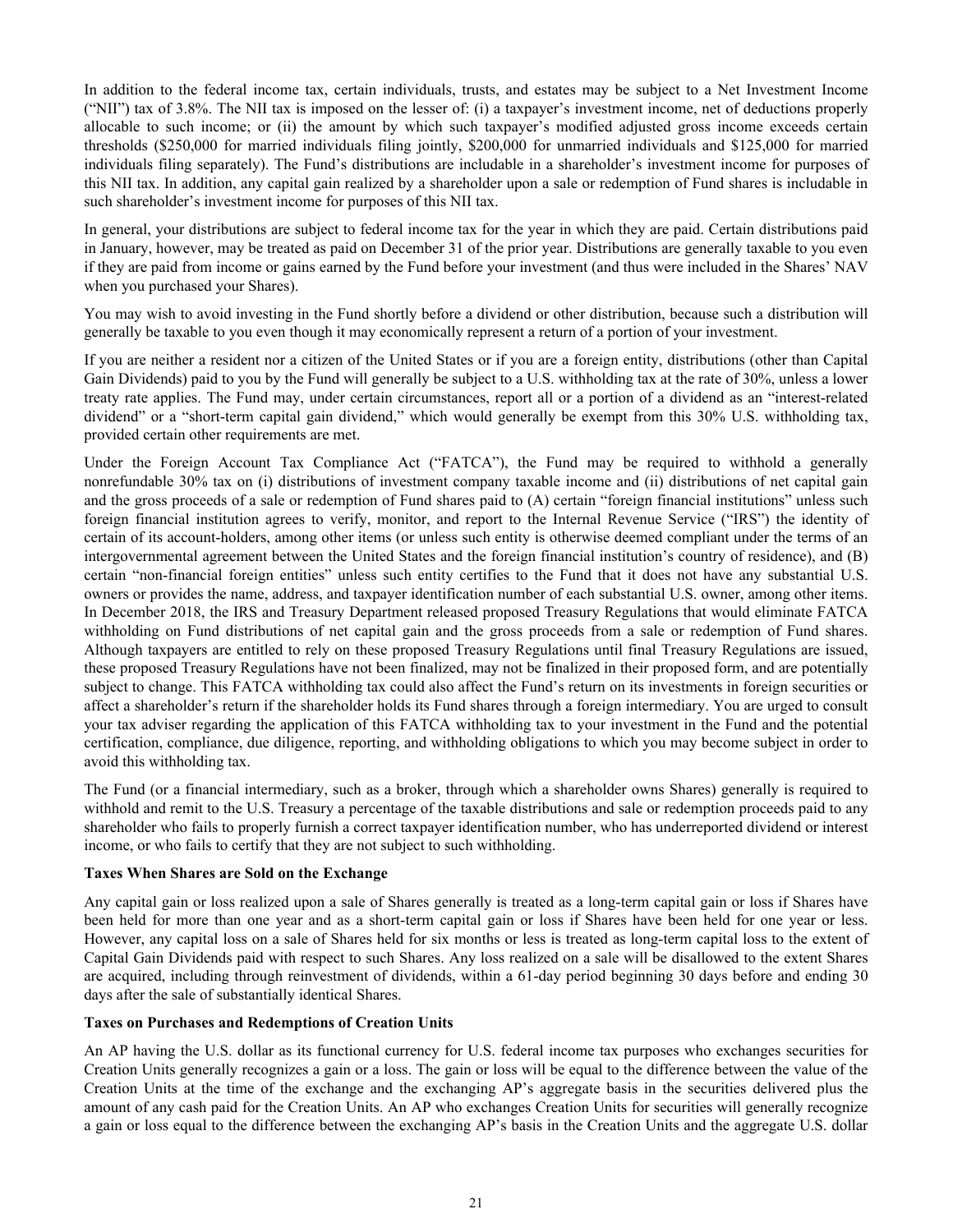In addition to the federal income tax, certain individuals, trusts, and estates may be subject to a Net Investment Income ("NII") tax of 3.8%. The NII tax is imposed on the lesser of: (i) a taxpayer's investment income, net of deductions properly allocable to such income; or (ii) the amount by which such taxpayer's modified adjusted gross income exceeds certain thresholds ($250,000 for married individuals filing jointly, $200,000 for unmarried individuals and $125,000 for married individuals filing separately). The Fund's distributions are includable in a shareholder's investment income for purposes of this NII tax. In addition, any capital gain realized by a shareholder upon a sale or redemption of Fund shares is includable in such shareholder's investment income for purposes of this NII tax.

In general, your distributions are subject to federal income tax for the year in which they are paid. Certain distributions paid in January, however, may be treated as paid on December 31 of the prior year. Distributions are generally taxable to you even if they are paid from income or gains earned by the Fund before your investment (and thus were included in the Shares' NAV when you purchased your Shares).

You may wish to avoid investing in the Fund shortly before a dividend or other distribution, because such a distribution will generally be taxable to you even though it may economically represent a return of a portion of your investment.

If you are neither a resident nor a citizen of the United States or if you are a foreign entity, distributions (other than Capital Gain Dividends) paid to you by the Fund will generally be subject to a U.S. withholding tax at the rate of 30%, unless a lower treaty rate applies. The Fund may, under certain circumstances, report all or a portion of a dividend as an "interest-related dividend" or a "short-term capital gain dividend," which would generally be exempt from this 30% U.S. withholding tax, provided certain other requirements are met.

Under the Foreign Account Tax Compliance Act ("FATCA"), the Fund may be required to withhold a generally nonrefundable 30% tax on (i) distributions of investment company taxable income and (ii) distributions of net capital gain and the gross proceeds of a sale or redemption of Fund shares paid to (A) certain "foreign financial institutions" unless such foreign financial institution agrees to verify, monitor, and report to the Internal Revenue Service ("IRS") the identity of certain of its account-holders, among other items (or unless such entity is otherwise deemed compliant under the terms of an intergovernmental agreement between the United States and the foreign financial institution's country of residence), and (B) certain "non-financial foreign entities" unless such entity certifies to the Fund that it does not have any substantial U.S. owners or provides the name, address, and taxpayer identification number of each substantial U.S. owner, among other items. In December 2018, the IRS and Treasury Department released proposed Treasury Regulations that would eliminate FATCA withholding on Fund distributions of net capital gain and the gross proceeds from a sale or redemption of Fund shares. Although taxpayers are entitled to rely on these proposed Treasury Regulations until final Treasury Regulations are issued, these proposed Treasury Regulations have not been finalized, may not be finalized in their proposed form, and are potentially subject to change. This FATCA withholding tax could also affect the Fund's return on its investments in foreign securities or affect a shareholder's return if the shareholder holds its Fund shares through a foreign intermediary. You are urged to consult your tax adviser regarding the application of this FATCA withholding tax to your investment in the Fund and the potential certification, compliance, due diligence, reporting, and withholding obligations to which you may become subject in order to avoid this withholding tax.

The Fund (or a financial intermediary, such as a broker, through which a shareholder owns Shares) generally is required to withhold and remit to the U.S. Treasury a percentage of the taxable distributions and sale or redemption proceeds paid to any shareholder who fails to properly furnish a correct taxpayer identification number, who has underreported dividend or interest income, or who fails to certify that they are not subject to such withholding.

**Taxes When Shares are Sold on the Exchange**

Any capital gain or loss realized upon a sale of Shares generally is treated as a long-term capital gain or loss if Shares have been held for more than one year and as a short-term capital gain or loss if Shares have been held for one year or less. However, any capital loss on a sale of Shares held for six months or less is treated as long-term capital loss to the extent of Capital Gain Dividends paid with respect to such Shares. Any loss realized on a sale will be disallowed to the extent Shares are acquired, including through reinvestment of dividends, within a 61-day period beginning 30 days before and ending 30 days after the sale of substantially identical Shares.

**Taxes on Purchases and Redemptions of Creation Units**

An AP having the U.S. dollar as its functional currency for U.S. federal income tax purposes who exchanges securities for Creation Units generally recognizes a gain or a loss. The gain or loss will be equal to the difference between the value of the Creation Units at the time of the exchange and the exchanging AP's aggregate basis in the securities delivered plus the amount of any cash paid for the Creation Units. An AP who exchanges Creation Units for securities will generally recognize a gain or loss equal to the difference between the exchanging AP's basis in the Creation Units and the aggregate U.S. dollar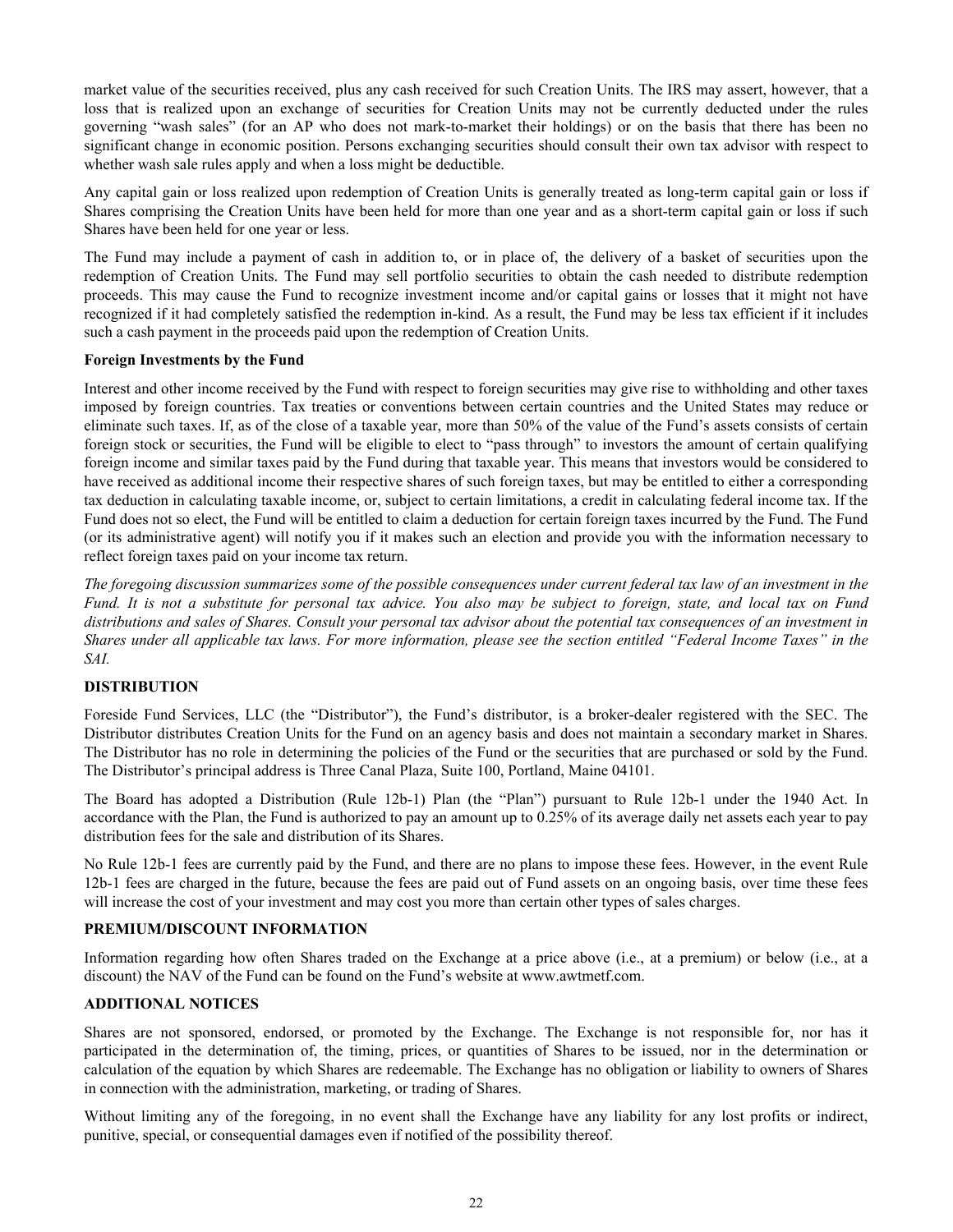market value of the securities received, plus any cash received for such Creation Units. The IRS may assert, however, that a loss that is realized upon an exchange of securities for Creation Units may not be currently deducted under the rules governing "wash sales" (for an AP who does not mark-to-market their holdings) or on the basis that there has been no significant change in economic position. Persons exchanging securities should consult their own tax advisor with respect to whether wash sale rules apply and when a loss might be deductible.

Any capital gain or loss realized upon redemption of Creation Units is generally treated as long-term capital gain or loss if Shares comprising the Creation Units have been held for more than one year and as a short-term capital gain or loss if such Shares have been held for one year or less.

The Fund may include a payment of cash in addition to, or in place of, the delivery of a basket of securities upon the redemption of Creation Units. The Fund may sell portfolio securities to obtain the cash needed to distribute redemption proceeds. This may cause the Fund to recognize investment income and/or capital gains or losses that it might not have recognized if it had completely satisfied the redemption in-kind. As a result, the Fund may be less tax efficient if it includes such a cash payment in the proceeds paid upon the redemption of Creation Units.

**Foreign Investments by the Fund**

Interest and other income received by the Fund with respect to foreign securities may give rise to withholding and other taxes imposed by foreign countries. Tax treaties or conventions between certain countries and the United States may reduce or eliminate such taxes. If, as of the close of a taxable year, more than 50% of the value of the Fund's assets consists of certain foreign stock or securities, the Fund will be eligible to elect to "pass through" to investors the amount of certain qualifying foreign income and similar taxes paid by the Fund during that taxable year. This means that investors would be considered to have received as additional income their respective shares of such foreign taxes, but may be entitled to either a corresponding tax deduction in calculating taxable income, or, subject to certain limitations, a credit in calculating federal income tax. If the Fund does not so elect, the Fund will be entitled to claim a deduction for certain foreign taxes incurred by the Fund. The Fund (or its administrative agent) will notify you if it makes such an election and provide you with the information necessary to reflect foreign taxes paid on your income tax return.

*The foregoing discussion summarizes some of the possible consequences under current federal tax law of an investment in the Fund. It is not a substitute for personal tax advice. You also may be subject to foreign, state, and local tax on Fund distributions and sales of Shares. Consult your personal tax advisor about the potential tax consequences of an investment in Shares under all applicable tax laws. For more information, please see the section entitled "Federal Income Taxes" in the SAI.*

## DISTRIBUTION

Foreside Fund Services, LLC (the "Distributor"), the Fund's distributor, is a broker-dealer registered with the SEC. The Distributor distributes Creation Units for the Fund on an agency basis and does not maintain a secondary market in Shares. The Distributor has no role in determining the policies of the Fund or the securities that are purchased or sold by the Fund. The Distributor's principal address is Three Canal Plaza, Suite 100, Portland, Maine 04101.

The Board has adopted a Distribution (Rule 12b-1) Plan (the "Plan") pursuant to Rule 12b-1 under the 1940 Act. In accordance with the Plan, the Fund is authorized to pay an amount up to 0.25% of its average daily net assets each year to pay distribution fees for the sale and distribution of its Shares.

No Rule 12b-1 fees are currently paid by the Fund, and there are no plans to impose these fees. However, in the event Rule 12b-1 fees are charged in the future, because the fees are paid out of Fund assets on an ongoing basis, over time these fees will increase the cost of your investment and may cost you more than certain other types of sales charges.

## PREMIUM/DISCOUNT INFORMATION

Information regarding how often Shares traded on the Exchange at a price above (i.e., at a premium) or below (i.e., at a discount) the NAV of the Fund can be found on the Fund's website at www.awtmetf.com.

## ADDITIONAL NOTICES

Shares are not sponsored, endorsed, or promoted by the Exchange. The Exchange is not responsible for, nor has it participated in the determination of, the timing, prices, or quantities of Shares to be issued, nor in the determination or calculation of the equation by which Shares are redeemable. The Exchange has no obligation or liability to owners of Shares in connection with the administration, marketing, or trading of Shares.

Without limiting any of the foregoing, in no event shall the Exchange have any liability for any lost profits or indirect, punitive, special, or consequential damages even if notified of the possibility thereof.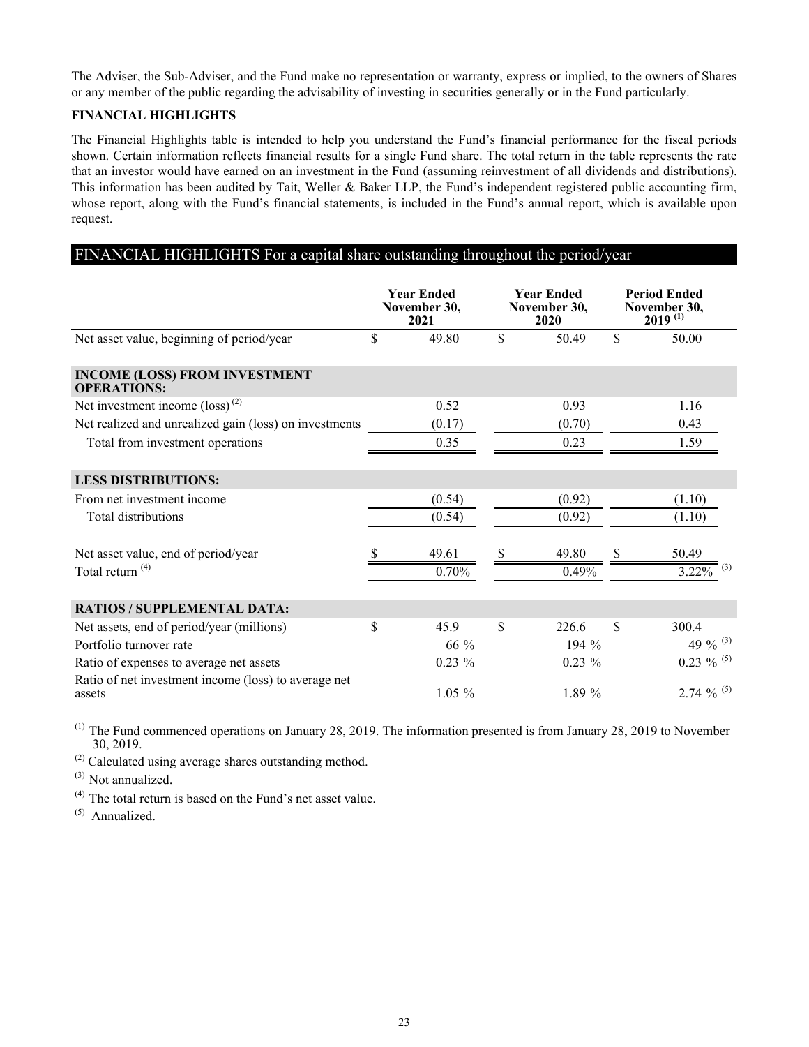The Adviser, the Sub-Adviser, and the Fund make no representation or warranty, express or implied, to the owners of Shares or any member of the public regarding the advisability of investing in securities generally or in the Fund particularly.

**FINANCIAL HIGHLIGHTS**

The Financial Highlights table is intended to help you understand the Fund's financial performance for the fiscal periods shown. Certain information reflects financial results for a single Fund share. The total return in the table represents the rate that an investor would have earned on an investment in the Fund (assuming reinvestment of all dividends and distributions). This information has been audited by Tait, Weller & Baker LLP, the Fund's independent registered public accounting firm, whose report, along with the Fund's financial statements, is included in the Fund's annual report, which is available upon request.

## FINANCIAL HIGHLIGHTS For a capital share outstanding throughout the period/year

| | Year Ended November 30, 2021 | Year Ended November 30, 2020 | Period Ended November 30, 2019 [(1)] |
|---|---|---|---|
| Net asset value, beginning of period/year | $ 49.80 | $ 50.49 | $ 50.00 |
| **INCOME (LOSS) FROM INVESTMENT OPERATIONS:** | | | |
| Net investment income (loss) [(2)] | 0.52 | 0.93 | 1.16 |
| Net realized and unrealized gain (loss) on investments | (0.17) | (0.70) | 0.43 |
| Total from investment operations | 0.35 | 0.23 | 1.59 |
| **LESS DISTRIBUTIONS:** | | | |
| From net investment income | (0.54) | (0.92) | (1.10) |
| Total distributions | (0.54) | (0.92) | (1.10) |
| Net asset value, end of period/year | $ 49.61 | $ 49.80 | $ 50.49 |
| Total return [(4)] | 0.70% | 0.49% | 3.22% [(3)] |
| **RATIOS / SUPPLEMENTAL DATA:** | | | |
| Net assets, end of period/year (millions) | $ 45.9 | $ 226.6 | $ 300.4 |
| Portfolio turnover rate | 66 % | 194 % | 49 % [(3)] |
| Ratio of expenses to average net assets | 0.23 % | 0.23 % | 0.23 % [(5)] |
| Ratio of net investment income (loss) to average net assets | 1.05 % | 1.89 % | 2.74 % [(5)] |

(1) The Fund commenced operations on January 28, 2019. The information presented is from January 28, 2019 to November 30, 2019.

(2) Calculated using average shares outstanding method.

(3) Not annualized.

(4) The total return is based on the Fund's net asset value.

(5) Annualized.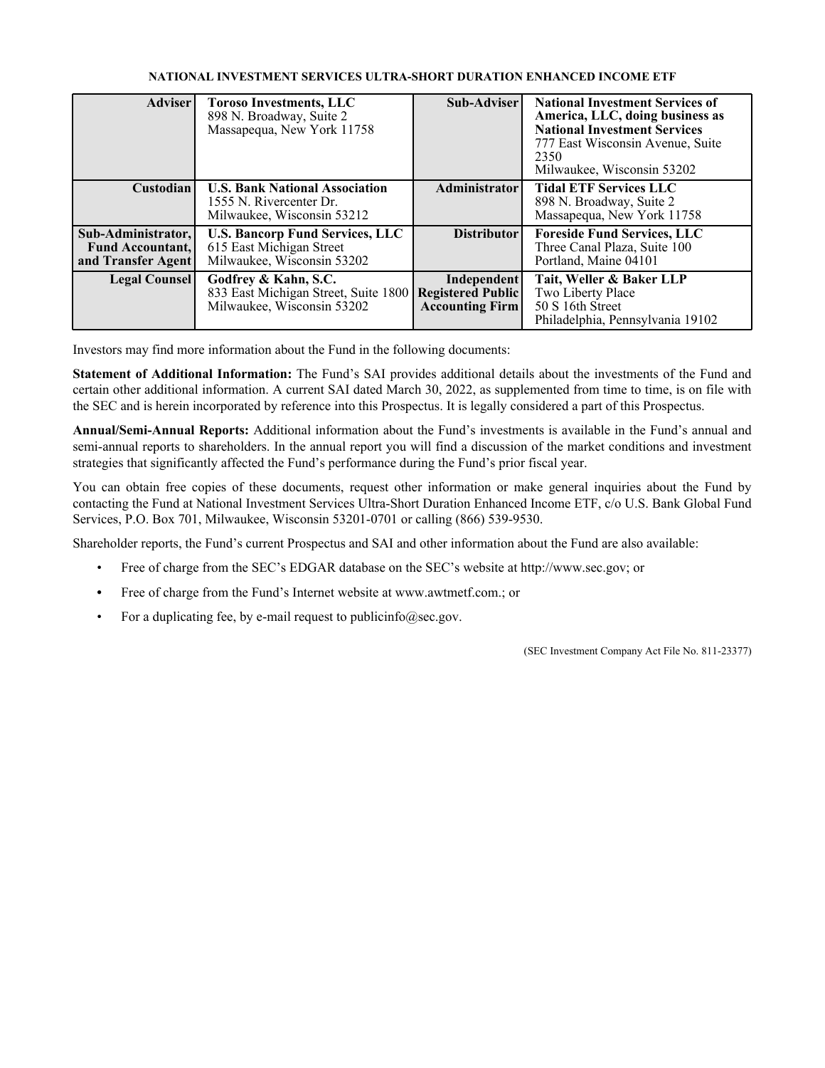**NATIONAL INVESTMENT SERVICES ULTRA-SHORT DURATION ENHANCED INCOME ETF**

| | | | |
|---|---|---|---|
| **Adviser** | **Toroso Investments, LLC**<br>898 N. Broadway, Suite 2<br>Massapequa, New York 11758 | **Sub-Adviser** | **National Investment Services of America, LLC, doing business as National Investment Services**<br>777 East Wisconsin Avenue, Suite 2350<br>Milwaukee, Wisconsin 53202 |
| **Custodian** | **U.S. Bank National Association**<br>1555 N. Rivercenter Dr.<br>Milwaukee, Wisconsin 53212 | **Administrator** | **Tidal ETF Services LLC**<br>898 N. Broadway, Suite 2<br>Massapequa, New York 11758 |
| **Sub-Administrator, Fund Accountant, and Transfer Agent** | **U.S. Bancorp Fund Services, LLC**<br>615 East Michigan Street<br>Milwaukee, Wisconsin 53202 | **Distributor** | **Foreside Fund Services, LLC**<br>Three Canal Plaza, Suite 100<br>Portland, Maine 04101 |
| **Legal Counsel** | **Godfrey & Kahn, S.C.**<br>833 East Michigan Street, Suite 1800<br>Milwaukee, Wisconsin 53202 | **Independent Registered Public Accounting Firm** | **Tait, Weller & Baker LLP**<br>Two Liberty Place<br>50 S 16th Street<br>Philadelphia, Pennsylvania 19102 |

Investors may find more information about the Fund in the following documents:

**Statement of Additional Information:** The Fund's SAI provides additional details about the investments of the Fund and certain other additional information. A current SAI dated March 30, 2022, as supplemented from time to time, is on file with the SEC and is herein incorporated by reference into this Prospectus. It is legally considered a part of this Prospectus.

**Annual/Semi-Annual Reports:** Additional information about the Fund's investments is available in the Fund's annual and semi-annual reports to shareholders. In the annual report you will find a discussion of the market conditions and investment strategies that significantly affected the Fund's performance during the Fund's prior fiscal year.

You can obtain free copies of these documents, request other information or make general inquiries about the Fund by contacting the Fund at National Investment Services Ultra-Short Duration Enhanced Income ETF, c/o U.S. Bank Global Fund Services, P.O. Box 701, Milwaukee, Wisconsin 53201-0701 or calling (866) 539-9530.

Shareholder reports, the Fund's current Prospectus and SAI and other information about the Fund are also available:

- Free of charge from the SEC's EDGAR database on the SEC's website at http://www.sec.gov; or
- Free of charge from the Fund's Internet website at www.awtmetf.com.; or
- For a duplicating fee, by e-mail request to publicinfo@sec.gov.

(SEC Investment Company Act File No. 811-23377)